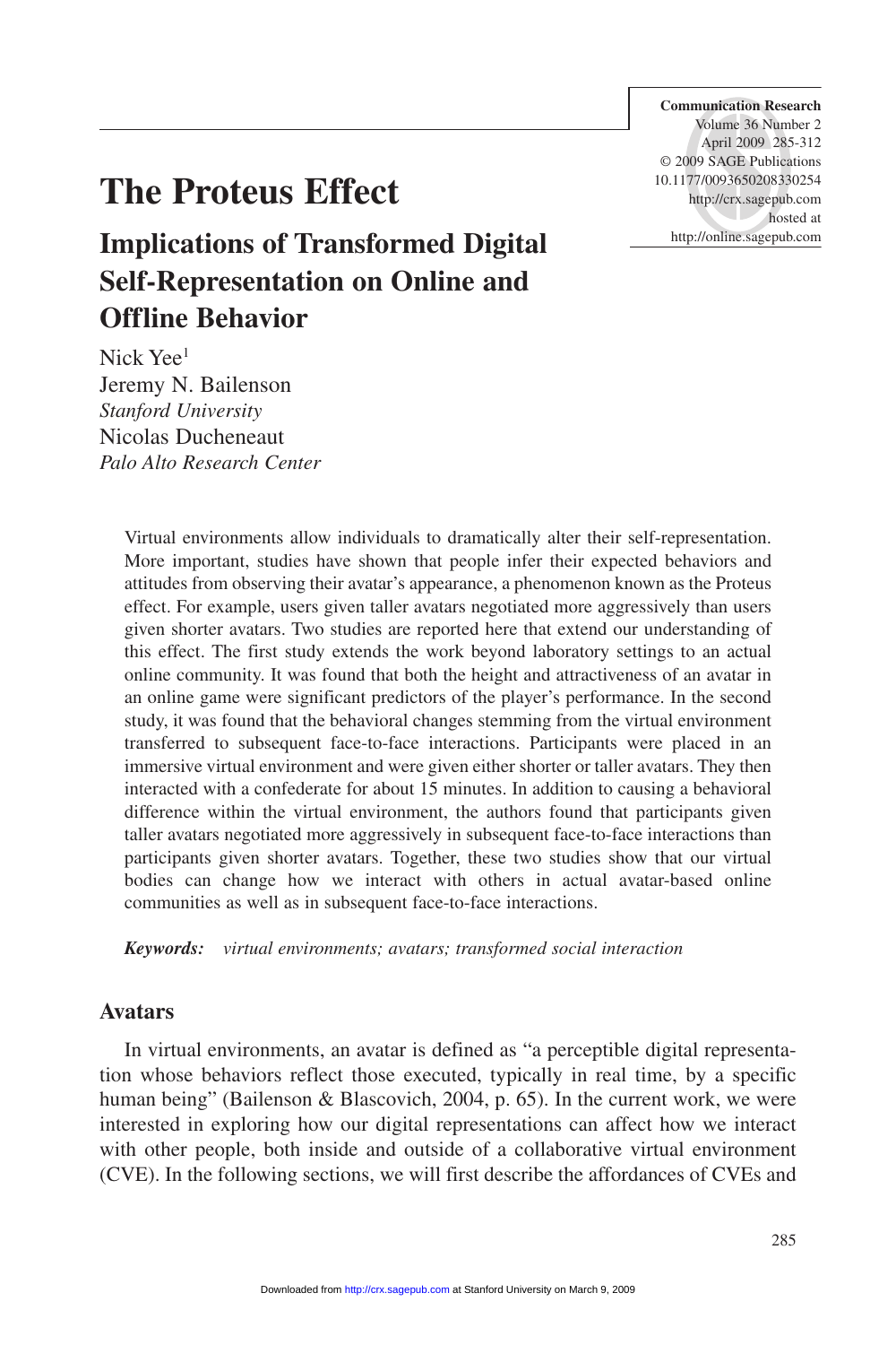# The Proteus Effect

## Implications of Transformed Digital Self-Representation on Online and Offline Behavior

Nick Yee[1]
Jeremy N. Bailenson
*Stanford University*
Nicolas Ducheneaut
*Palo Alto Research Center*

Virtual environments allow individuals to dramatically alter their self-representation. More important, studies have shown that people infer their expected behaviors and attitudes from observing their avatar's appearance, a phenomenon known as the Proteus effect. For example, users given taller avatars negotiated more aggressively than users given shorter avatars. Two studies are reported here that extend our understanding of this effect. The first study extends the work beyond laboratory settings to an actual online community. It was found that both the height and attractiveness of an avatar in an online game were significant predictors of the player's performance. In the second study, it was found that the behavioral changes stemming from the virtual environment transferred to subsequent face-to-face interactions. Participants were placed in an immersive virtual environment and were given either shorter or taller avatars. They then interacted with a confederate for about 15 minutes. In addition to causing a behavioral difference within the virtual environment, the authors found that participants given taller avatars negotiated more aggressively in subsequent face-to-face interactions than participants given shorter avatars. Together, these two studies show that our virtual bodies can change how we interact with others in actual avatar-based online communities as well as in subsequent face-to-face interactions.

***Keywords:*** *virtual environments; avatars; transformed social interaction*

### Avatars

In virtual environments, an avatar is defined as "a perceptible digital representation whose behaviors reflect those executed, typically in real time, by a specific human being" (Bailenson & Blascovich, 2004, p. 65). In the current work, we were interested in exploring how our digital representations can affect how we interact with other people, both inside and outside of a collaborative virtual environment (CVE). In the following sections, we will first describe the affordances of CVEs and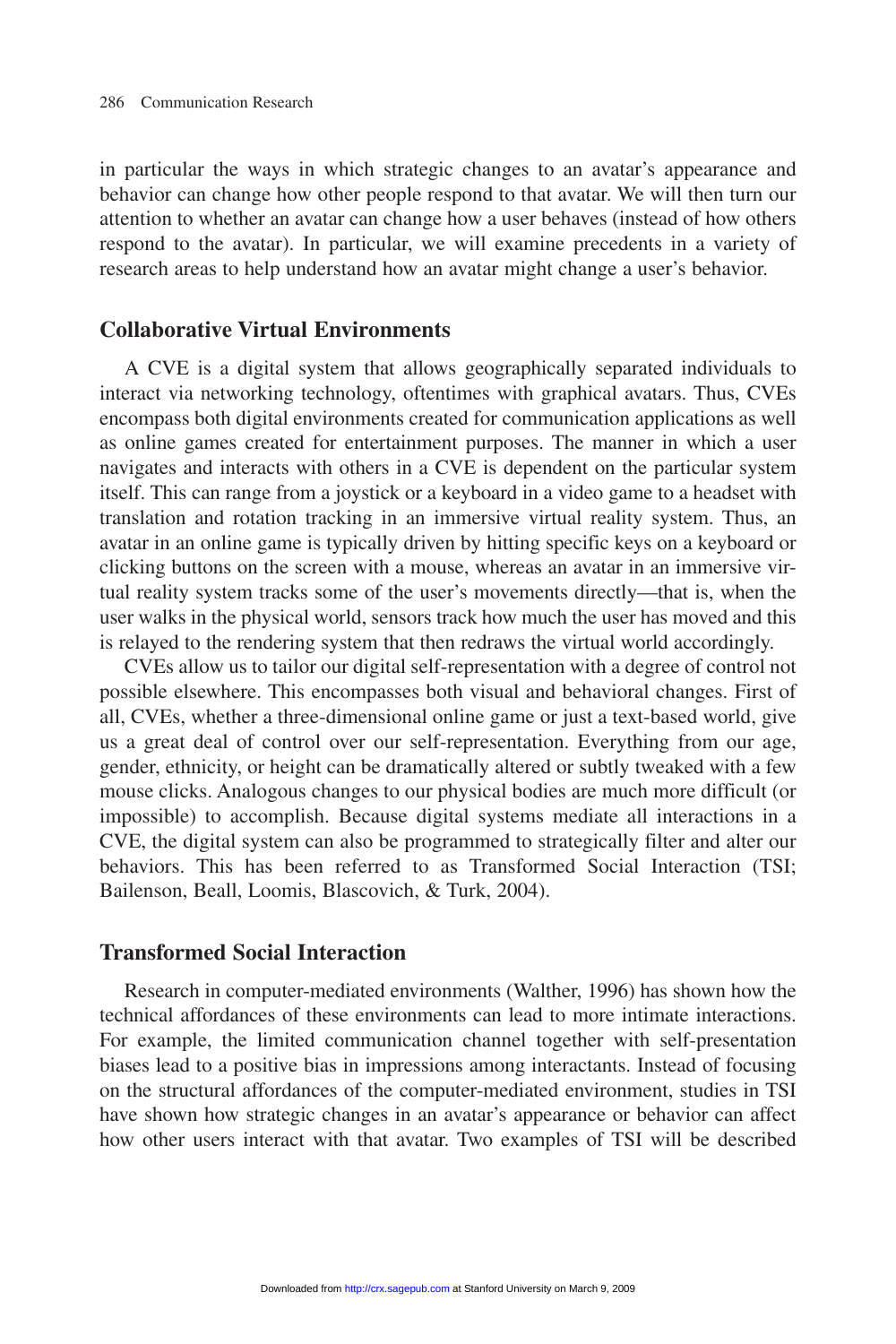in particular the ways in which strategic changes to an avatar's appearance and behavior can change how other people respond to that avatar. We will then turn our attention to whether an avatar can change how a user behaves (instead of how others respond to the avatar). In particular, we will examine precedents in a variety of research areas to help understand how an avatar might change a user's behavior.

## Collaborative Virtual Environments

A CVE is a digital system that allows geographically separated individuals to interact via networking technology, oftentimes with graphical avatars. Thus, CVEs encompass both digital environments created for communication applications as well as online games created for entertainment purposes. The manner in which a user navigates and interacts with others in a CVE is dependent on the particular system itself. This can range from a joystick or a keyboard in a video game to a headset with translation and rotation tracking in an immersive virtual reality system. Thus, an avatar in an online game is typically driven by hitting specific keys on a keyboard or clicking buttons on the screen with a mouse, whereas an avatar in an immersive virtual reality system tracks some of the user's movements directly—that is, when the user walks in the physical world, sensors track how much the user has moved and this is relayed to the rendering system that then redraws the virtual world accordingly.

CVEs allow us to tailor our digital self-representation with a degree of control not possible elsewhere. This encompasses both visual and behavioral changes. First of all, CVEs, whether a three-dimensional online game or just a text-based world, give us a great deal of control over our self-representation. Everything from our age, gender, ethnicity, or height can be dramatically altered or subtly tweaked with a few mouse clicks. Analogous changes to our physical bodies are much more difficult (or impossible) to accomplish. Because digital systems mediate all interactions in a CVE, the digital system can also be programmed to strategically filter and alter our behaviors. This has been referred to as Transformed Social Interaction (TSI; Bailenson, Beall, Loomis, Blascovich, & Turk, 2004).

## Transformed Social Interaction

Research in computer-mediated environments (Walther, 1996) has shown how the technical affordances of these environments can lead to more intimate interactions. For example, the limited communication channel together with self-presentation biases lead to a positive bias in impressions among interactants. Instead of focusing on the structural affordances of the computer-mediated environment, studies in TSI have shown how strategic changes in an avatar's appearance or behavior can affect how other users interact with that avatar. Two examples of TSI will be described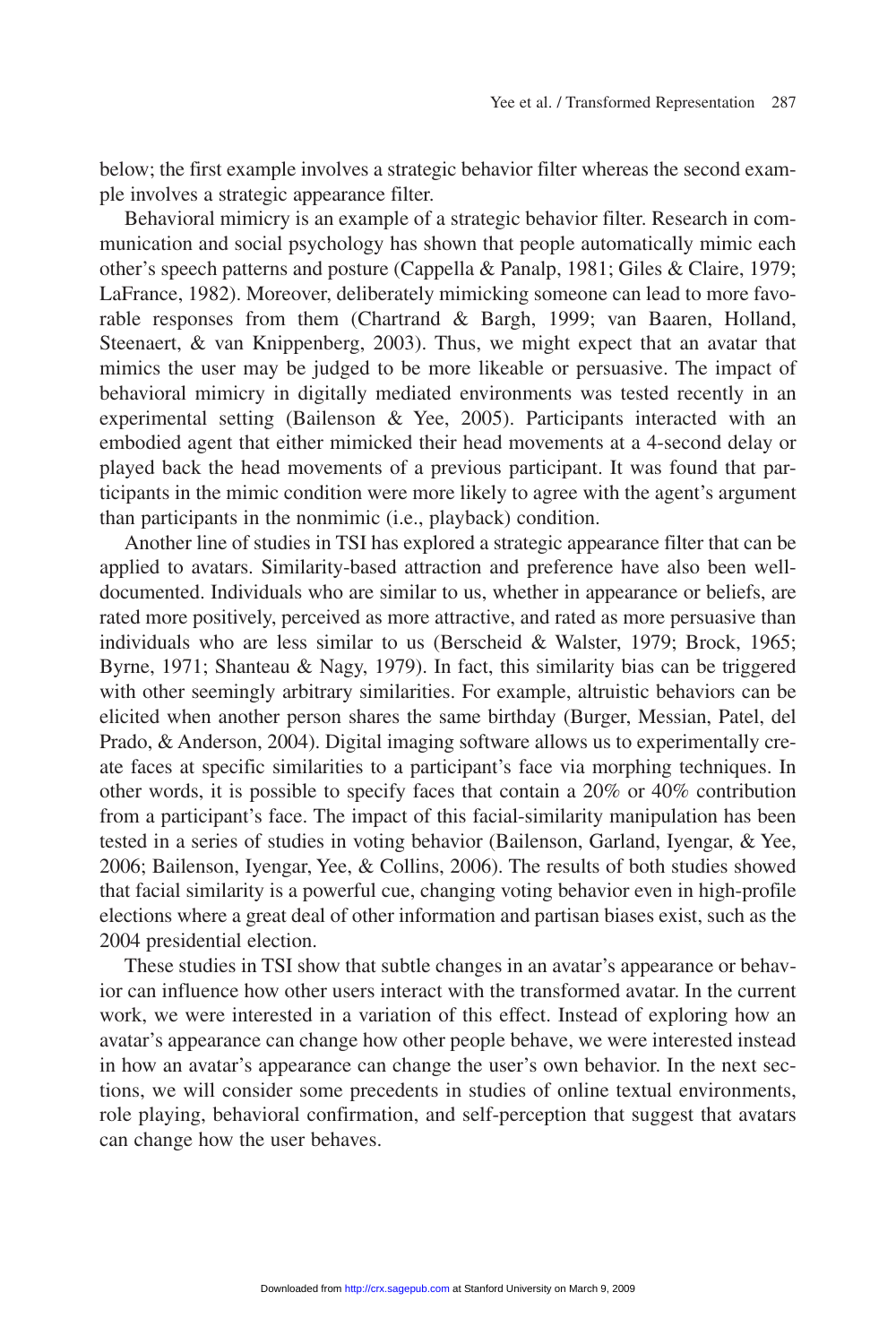below; the first example involves a strategic behavior filter whereas the second example involves a strategic appearance filter.

Behavioral mimicry is an example of a strategic behavior filter. Research in communication and social psychology has shown that people automatically mimic each other's speech patterns and posture (Cappella & Panalp, 1981; Giles & Claire, 1979; LaFrance, 1982). Moreover, deliberately mimicking someone can lead to more favorable responses from them (Chartrand & Bargh, 1999; van Baaren, Holland, Steenaert, & van Knippenberg, 2003). Thus, we might expect that an avatar that mimics the user may be judged to be more likeable or persuasive. The impact of behavioral mimicry in digitally mediated environments was tested recently in an experimental setting (Bailenson & Yee, 2005). Participants interacted with an embodied agent that either mimicked their head movements at a 4-second delay or played back the head movements of a previous participant. It was found that participants in the mimic condition were more likely to agree with the agent's argument than participants in the nonmimic (i.e., playback) condition.

Another line of studies in TSI has explored a strategic appearance filter that can be applied to avatars. Similarity-based attraction and preference have also been well-documented. Individuals who are similar to us, whether in appearance or beliefs, are rated more positively, perceived as more attractive, and rated as more persuasive than individuals who are less similar to us (Berscheid & Walster, 1979; Brock, 1965; Byrne, 1971; Shanteau & Nagy, 1979). In fact, this similarity bias can be triggered with other seemingly arbitrary similarities. For example, altruistic behaviors can be elicited when another person shares the same birthday (Burger, Messian, Patel, del Prado, & Anderson, 2004). Digital imaging software allows us to experimentally create faces at specific similarities to a participant's face via morphing techniques. In other words, it is possible to specify faces that contain a 20% or 40% contribution from a participant's face. The impact of this facial-similarity manipulation has been tested in a series of studies in voting behavior (Bailenson, Garland, Iyengar, & Yee, 2006; Bailenson, Iyengar, Yee, & Collins, 2006). The results of both studies showed that facial similarity is a powerful cue, changing voting behavior even in high-profile elections where a great deal of other information and partisan biases exist, such as the 2004 presidential election.

These studies in TSI show that subtle changes in an avatar's appearance or behavior can influence how other users interact with the transformed avatar. In the current work, we were interested in a variation of this effect. Instead of exploring how an avatar's appearance can change how other people behave, we were interested instead in how an avatar's appearance can change the user's own behavior. In the next sections, we will consider some precedents in studies of online textual environments, role playing, behavioral confirmation, and self-perception that suggest that avatars can change how the user behaves.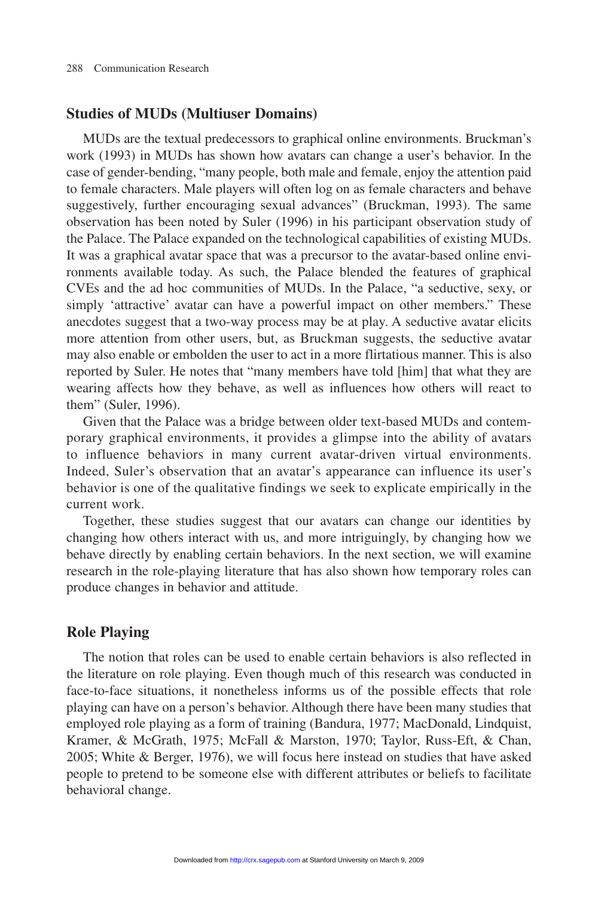## Studies of MUDs (Multiuser Domains)

MUDs are the textual predecessors to graphical online environments. Bruckman's work (1993) in MUDs has shown how avatars can change a user's behavior. In the case of gender-bending, "many people, both male and female, enjoy the attention paid to female characters. Male players will often log on as female characters and behave suggestively, further encouraging sexual advances" (Bruckman, 1993). The same observation has been noted by Suler (1996) in his participant observation study of the Palace. The Palace expanded on the technological capabilities of existing MUDs. It was a graphical avatar space that was a precursor to the avatar-based online environments available today. As such, the Palace blended the features of graphical CVEs and the ad hoc communities of MUDs. In the Palace, "a seductive, sexy, or simply 'attractive' avatar can have a powerful impact on other members." These anecdotes suggest that a two-way process may be at play. A seductive avatar elicits more attention from other users, but, as Bruckman suggests, the seductive avatar may also enable or embolden the user to act in a more flirtatious manner. This is also reported by Suler. He notes that "many members have told [him] that what they are wearing affects how they behave, as well as influences how others will react to them" (Suler, 1996).

Given that the Palace was a bridge between older text-based MUDs and contemporary graphical environments, it provides a glimpse into the ability of avatars to influence behaviors in many current avatar-driven virtual environments. Indeed, Suler's observation that an avatar's appearance can influence its user's behavior is one of the qualitative findings we seek to explicate empirically in the current work.

Together, these studies suggest that our avatars can change our identities by changing how others interact with us, and more intriguingly, by changing how we behave directly by enabling certain behaviors. In the next section, we will examine research in the role-playing literature that has also shown how temporary roles can produce changes in behavior and attitude.

## Role Playing

The notion that roles can be used to enable certain behaviors is also reflected in the literature on role playing. Even though much of this research was conducted in face-to-face situations, it nonetheless informs us of the possible effects that role playing can have on a person's behavior. Although there have been many studies that employed role playing as a form of training (Bandura, 1977; MacDonald, Lindquist, Kramer, & McGrath, 1975; McFall & Marston, 1970; Taylor, Russ-Eft, & Chan, 2005; White & Berger, 1976), we will focus here instead on studies that have asked people to pretend to be someone else with different attributes or beliefs to facilitate behavioral change.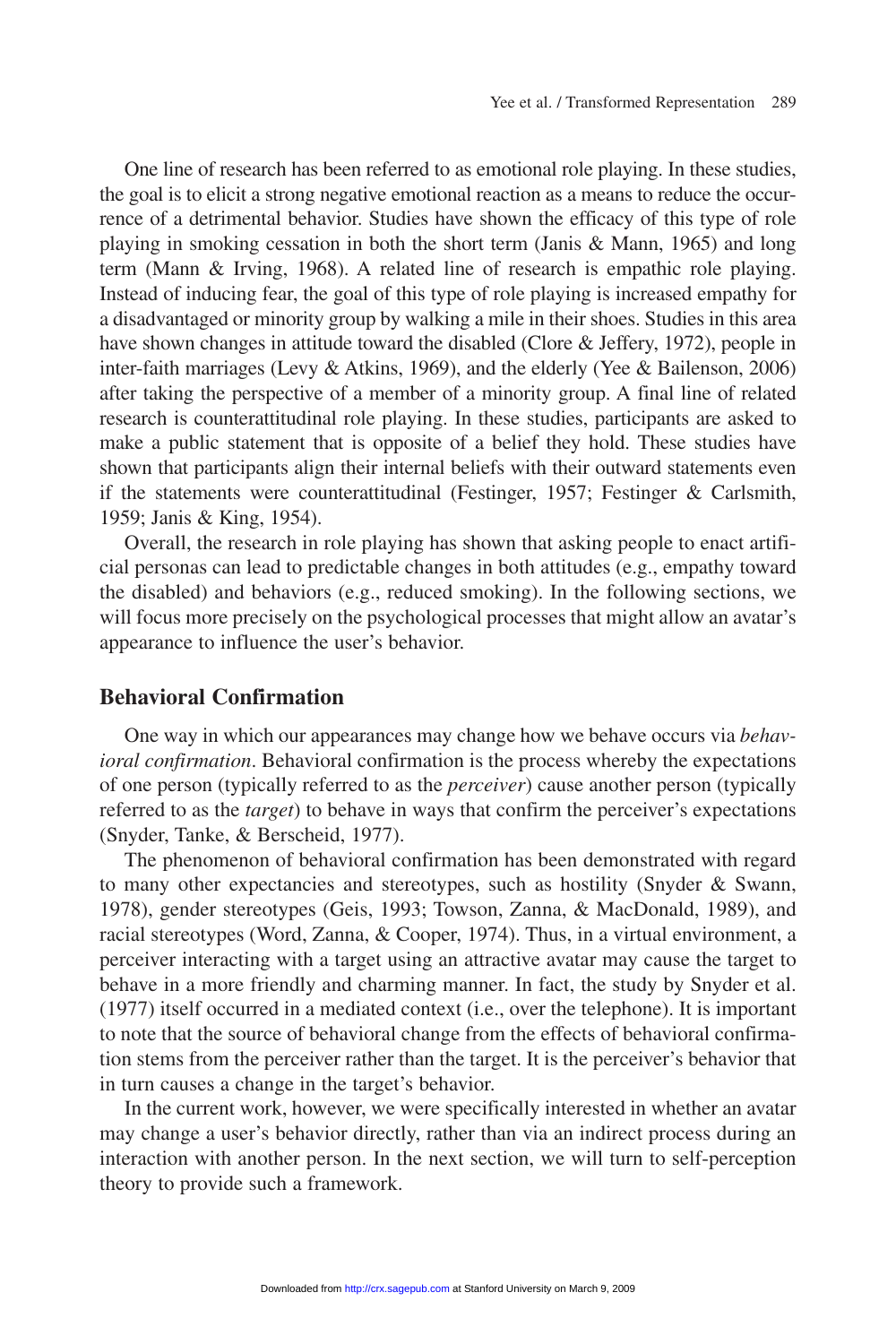One line of research has been referred to as emotional role playing. In these studies, the goal is to elicit a strong negative emotional reaction as a means to reduce the occurrence of a detrimental behavior. Studies have shown the efficacy of this type of role playing in smoking cessation in both the short term (Janis & Mann, 1965) and long term (Mann & Irving, 1968). A related line of research is empathic role playing. Instead of inducing fear, the goal of this type of role playing is increased empathy for a disadvantaged or minority group by walking a mile in their shoes. Studies in this area have shown changes in attitude toward the disabled (Clore & Jeffery, 1972), people in inter-faith marriages (Levy & Atkins, 1969), and the elderly (Yee & Bailenson, 2006) after taking the perspective of a member of a minority group. A final line of related research is counterattitudinal role playing. In these studies, participants are asked to make a public statement that is opposite of a belief they hold. These studies have shown that participants align their internal beliefs with their outward statements even if the statements were counterattitudinal (Festinger, 1957; Festinger & Carlsmith, 1959; Janis & King, 1954).

Overall, the research in role playing has shown that asking people to enact artificial personas can lead to predictable changes in both attitudes (e.g., empathy toward the disabled) and behaviors (e.g., reduced smoking). In the following sections, we will focus more precisely on the psychological processes that might allow an avatar's appearance to influence the user's behavior.

## Behavioral Confirmation

One way in which our appearances may change how we behave occurs via *behavioral confirmation*. Behavioral confirmation is the process whereby the expectations of one person (typically referred to as the *perceiver*) cause another person (typically referred to as the *target*) to behave in ways that confirm the perceiver's expectations (Snyder, Tanke, & Berscheid, 1977).

The phenomenon of behavioral confirmation has been demonstrated with regard to many other expectancies and stereotypes, such as hostility (Snyder & Swann, 1978), gender stereotypes (Geis, 1993; Towson, Zanna, & MacDonald, 1989), and racial stereotypes (Word, Zanna, & Cooper, 1974). Thus, in a virtual environment, a perceiver interacting with a target using an attractive avatar may cause the target to behave in a more friendly and charming manner. In fact, the study by Snyder et al. (1977) itself occurred in a mediated context (i.e., over the telephone). It is important to note that the source of behavioral change from the effects of behavioral confirmation stems from the perceiver rather than the target. It is the perceiver's behavior that in turn causes a change in the target's behavior.

In the current work, however, we were specifically interested in whether an avatar may change a user's behavior directly, rather than via an indirect process during an interaction with another person. In the next section, we will turn to self-perception theory to provide such a framework.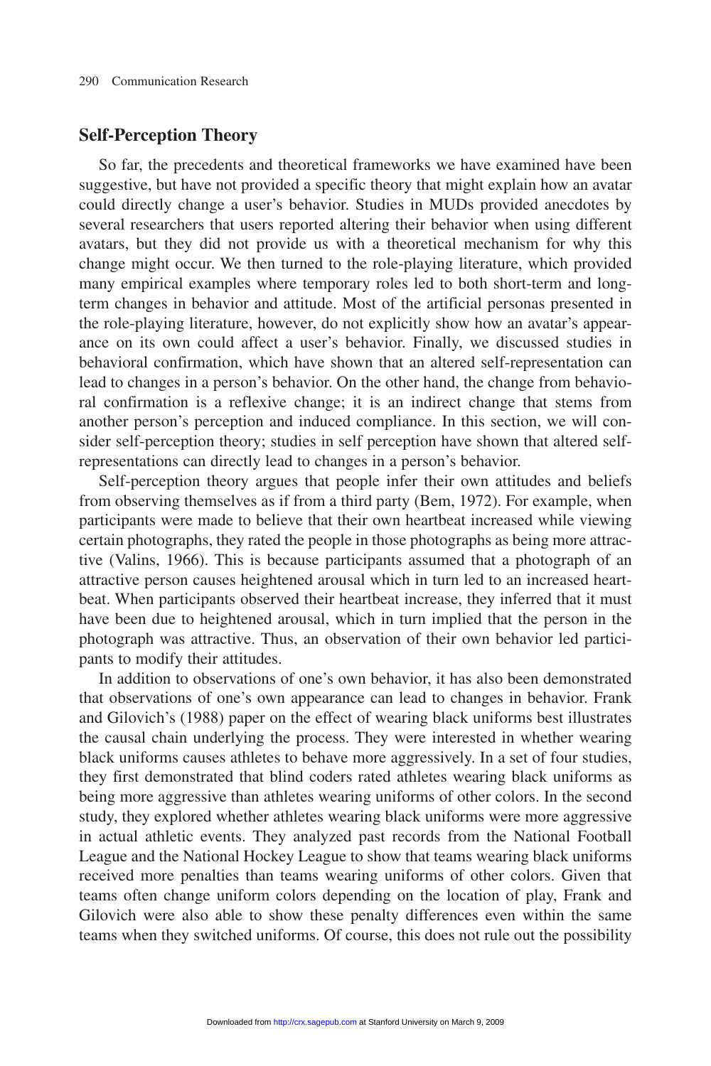## Self-Perception Theory

So far, the precedents and theoretical frameworks we have examined have been suggestive, but have not provided a specific theory that might explain how an avatar could directly change a user's behavior. Studies in MUDs provided anecdotes by several researchers that users reported altering their behavior when using different avatars, but they did not provide us with a theoretical mechanism for why this change might occur. We then turned to the role-playing literature, which provided many empirical examples where temporary roles led to both short-term and long-term changes in behavior and attitude. Most of the artificial personas presented in the role-playing literature, however, do not explicitly show how an avatar's appearance on its own could affect a user's behavior. Finally, we discussed studies in behavioral confirmation, which have shown that an altered self-representation can lead to changes in a person's behavior. On the other hand, the change from behavioral confirmation is a reflexive change; it is an indirect change that stems from another person's perception and induced compliance. In this section, we will consider self-perception theory; studies in self perception have shown that altered self-representations can directly lead to changes in a person's behavior.

Self-perception theory argues that people infer their own attitudes and beliefs from observing themselves as if from a third party (Bem, 1972). For example, when participants were made to believe that their own heartbeat increased while viewing certain photographs, they rated the people in those photographs as being more attractive (Valins, 1966). This is because participants assumed that a photograph of an attractive person causes heightened arousal which in turn led to an increased heartbeat. When participants observed their heartbeat increase, they inferred that it must have been due to heightened arousal, which in turn implied that the person in the photograph was attractive. Thus, an observation of their own behavior led participants to modify their attitudes.

In addition to observations of one's own behavior, it has also been demonstrated that observations of one's own appearance can lead to changes in behavior. Frank and Gilovich's (1988) paper on the effect of wearing black uniforms best illustrates the causal chain underlying the process. They were interested in whether wearing black uniforms causes athletes to behave more aggressively. In a set of four studies, they first demonstrated that blind coders rated athletes wearing black uniforms as being more aggressive than athletes wearing uniforms of other colors. In the second study, they explored whether athletes wearing black uniforms were more aggressive in actual athletic events. They analyzed past records from the National Football League and the National Hockey League to show that teams wearing black uniforms received more penalties than teams wearing uniforms of other colors. Given that teams often change uniform colors depending on the location of play, Frank and Gilovich were also able to show these penalty differences even within the same teams when they switched uniforms. Of course, this does not rule out the possibility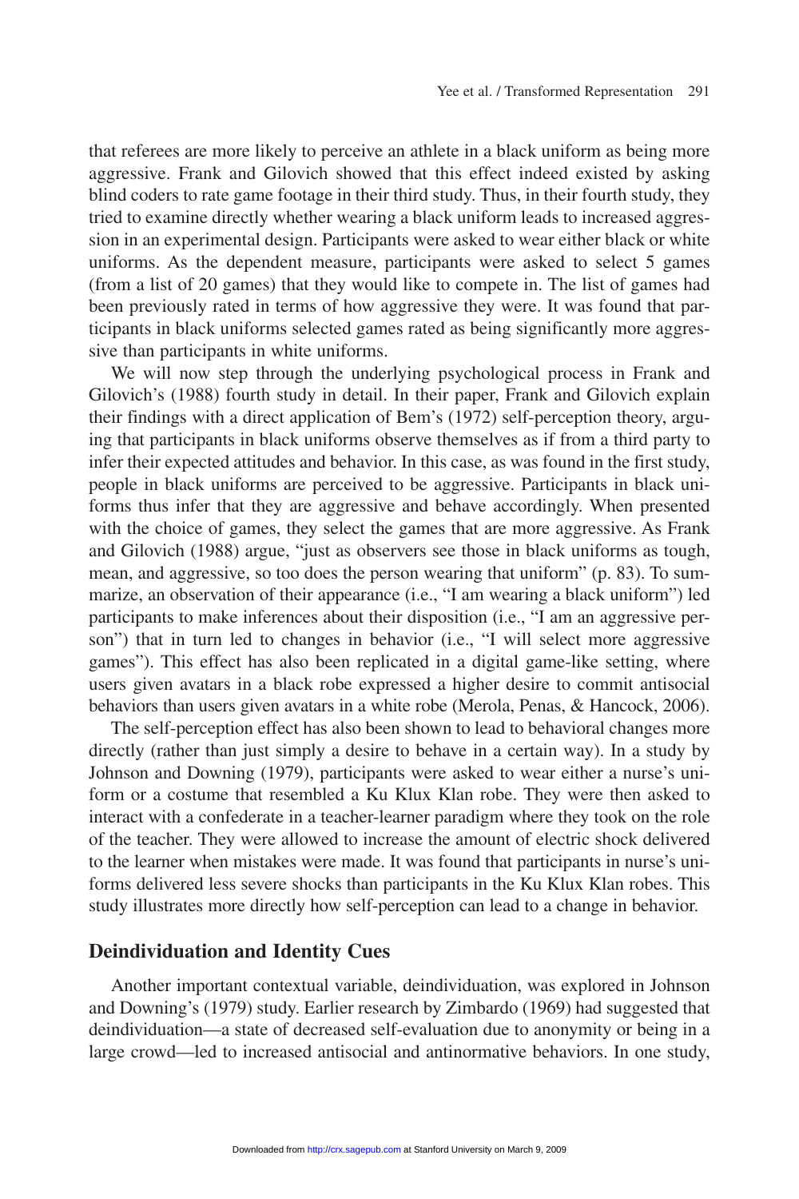that referees are more likely to perceive an athlete in a black uniform as being more aggressive. Frank and Gilovich showed that this effect indeed existed by asking blind coders to rate game footage in their third study. Thus, in their fourth study, they tried to examine directly whether wearing a black uniform leads to increased aggression in an experimental design. Participants were asked to wear either black or white uniforms. As the dependent measure, participants were asked to select 5 games (from a list of 20 games) that they would like to compete in. The list of games had been previously rated in terms of how aggressive they were. It was found that participants in black uniforms selected games rated as being significantly more aggressive than participants in white uniforms.

We will now step through the underlying psychological process in Frank and Gilovich's (1988) fourth study in detail. In their paper, Frank and Gilovich explain their findings with a direct application of Bem's (1972) self-perception theory, arguing that participants in black uniforms observe themselves as if from a third party to infer their expected attitudes and behavior. In this case, as was found in the first study, people in black uniforms are perceived to be aggressive. Participants in black uniforms thus infer that they are aggressive and behave accordingly. When presented with the choice of games, they select the games that are more aggressive. As Frank and Gilovich (1988) argue, "just as observers see those in black uniforms as tough, mean, and aggressive, so too does the person wearing that uniform" (p. 83). To summarize, an observation of their appearance (i.e., "I am wearing a black uniform") led participants to make inferences about their disposition (i.e., "I am an aggressive person") that in turn led to changes in behavior (i.e., "I will select more aggressive games"). This effect has also been replicated in a digital game-like setting, where users given avatars in a black robe expressed a higher desire to commit antisocial behaviors than users given avatars in a white robe (Merola, Penas, & Hancock, 2006).

The self-perception effect has also been shown to lead to behavioral changes more directly (rather than just simply a desire to behave in a certain way). In a study by Johnson and Downing (1979), participants were asked to wear either a nurse's uniform or a costume that resembled a Ku Klux Klan robe. They were then asked to interact with a confederate in a teacher-learner paradigm where they took on the role of the teacher. They were allowed to increase the amount of electric shock delivered to the learner when mistakes were made. It was found that participants in nurse's uniforms delivered less severe shocks than participants in the Ku Klux Klan robes. This study illustrates more directly how self-perception can lead to a change in behavior.

## Deindividuation and Identity Cues

Another important contextual variable, deindividuation, was explored in Johnson and Downing's (1979) study. Earlier research by Zimbardo (1969) had suggested that deindividuation—a state of decreased self-evaluation due to anonymity or being in a large crowd—led to increased antisocial and antinormative behaviors. In one study,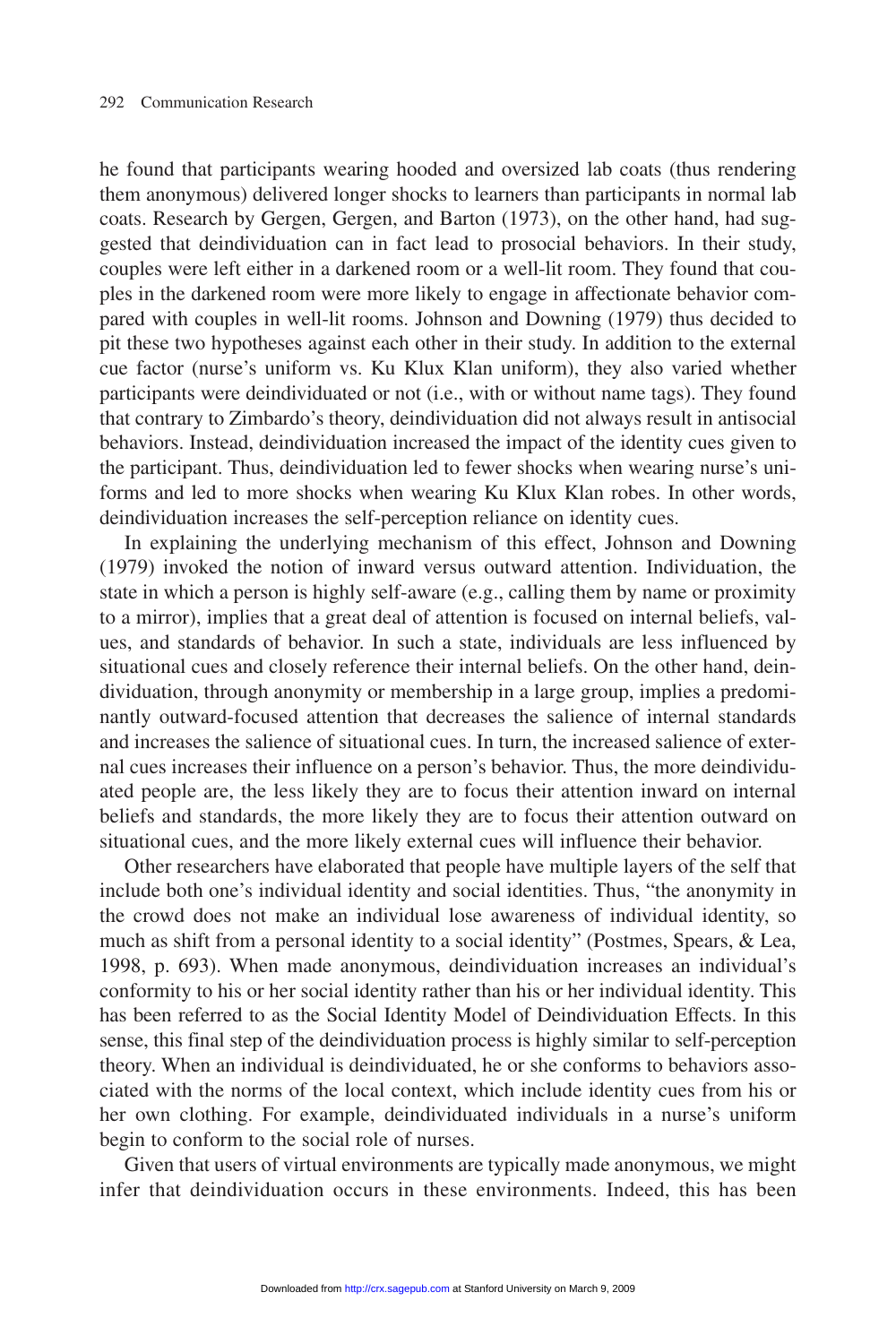he found that participants wearing hooded and oversized lab coats (thus rendering them anonymous) delivered longer shocks to learners than participants in normal lab coats. Research by Gergen, Gergen, and Barton (1973), on the other hand, had suggested that deindividuation can in fact lead to prosocial behaviors. In their study, couples were left either in a darkened room or a well-lit room. They found that couples in the darkened room were more likely to engage in affectionate behavior compared with couples in well-lit rooms. Johnson and Downing (1979) thus decided to pit these two hypotheses against each other in their study. In addition to the external cue factor (nurse's uniform vs. Ku Klux Klan uniform), they also varied whether participants were deindividuated or not (i.e., with or without name tags). They found that contrary to Zimbardo's theory, deindividuation did not always result in antisocial behaviors. Instead, deindividuation increased the impact of the identity cues given to the participant. Thus, deindividuation led to fewer shocks when wearing nurse's uniforms and led to more shocks when wearing Ku Klux Klan robes. In other words, deindividuation increases the self-perception reliance on identity cues.

In explaining the underlying mechanism of this effect, Johnson and Downing (1979) invoked the notion of inward versus outward attention. Individuation, the state in which a person is highly self-aware (e.g., calling them by name or proximity to a mirror), implies that a great deal of attention is focused on internal beliefs, values, and standards of behavior. In such a state, individuals are less influenced by situational cues and closely reference their internal beliefs. On the other hand, deindividuation, through anonymity or membership in a large group, implies a predominantly outward-focused attention that decreases the salience of internal standards and increases the salience of situational cues. In turn, the increased salience of external cues increases their influence on a person's behavior. Thus, the more deindividuated people are, the less likely they are to focus their attention inward on internal beliefs and standards, the more likely they are to focus their attention outward on situational cues, and the more likely external cues will influence their behavior.

Other researchers have elaborated that people have multiple layers of the self that include both one's individual identity and social identities. Thus, "the anonymity in the crowd does not make an individual lose awareness of individual identity, so much as shift from a personal identity to a social identity" (Postmes, Spears, & Lea, 1998, p. 693). When made anonymous, deindividuation increases an individual's conformity to his or her social identity rather than his or her individual identity. This has been referred to as the Social Identity Model of Deindividuation Effects. In this sense, this final step of the deindividuation process is highly similar to self-perception theory. When an individual is deindividuated, he or she conforms to behaviors associated with the norms of the local context, which include identity cues from his or her own clothing. For example, deindividuated individuals in a nurse's uniform begin to conform to the social role of nurses.

Given that users of virtual environments are typically made anonymous, we might infer that deindividuation occurs in these environments. Indeed, this has been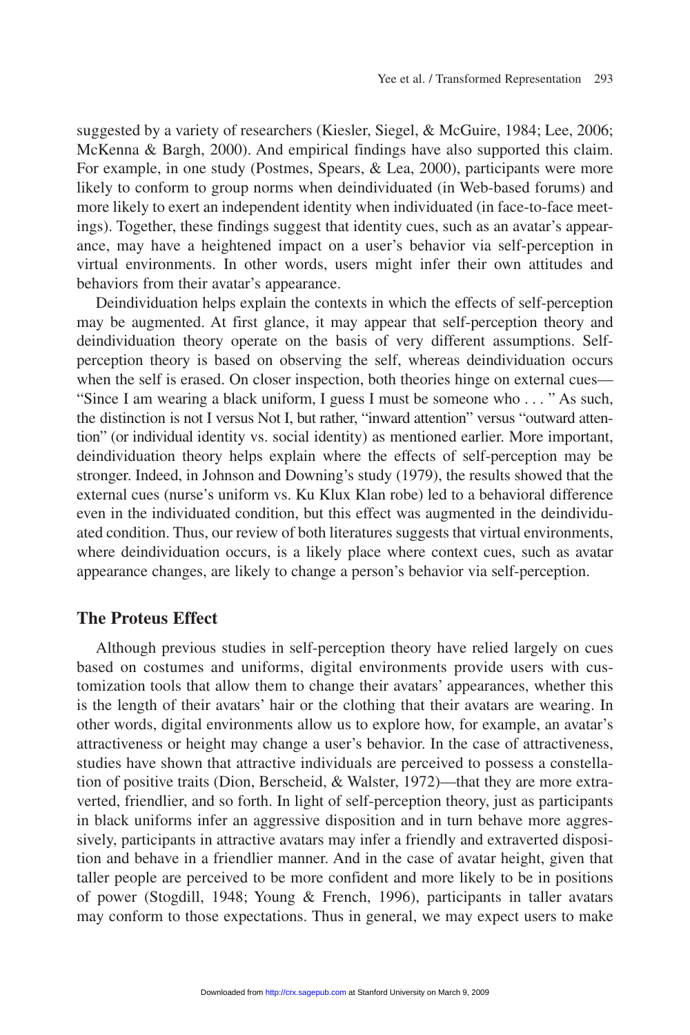suggested by a variety of researchers (Kiesler, Siegel, & McGuire, 1984; Lee, 2006; McKenna & Bargh, 2000). And empirical findings have also supported this claim. For example, in one study (Postmes, Spears, & Lea, 2000), participants were more likely to conform to group norms when deindividuated (in Web-based forums) and more likely to exert an independent identity when individuated (in face-to-face meetings). Together, these findings suggest that identity cues, such as an avatar's appearance, may have a heightened impact on a user's behavior via self-perception in virtual environments. In other words, users might infer their own attitudes and behaviors from their avatar's appearance.

Deindividuation helps explain the contexts in which the effects of self-perception may be augmented. At first glance, it may appear that self-perception theory and deindividuation theory operate on the basis of very different assumptions. Self-perception theory is based on observing the self, whereas deindividuation occurs when the self is erased. On closer inspection, both theories hinge on external cues—"Since I am wearing a black uniform, I guess I must be someone who . . . " As such, the distinction is not I versus Not I, but rather, "inward attention" versus "outward attention" (or individual identity vs. social identity) as mentioned earlier. More important, deindividuation theory helps explain where the effects of self-perception may be stronger. Indeed, in Johnson and Downing's study (1979), the results showed that the external cues (nurse's uniform vs. Ku Klux Klan robe) led to a behavioral difference even in the individuated condition, but this effect was augmented in the deindividuated condition. Thus, our review of both literatures suggests that virtual environments, where deindividuation occurs, is a likely place where context cues, such as avatar appearance changes, are likely to change a person's behavior via self-perception.

## The Proteus Effect

Although previous studies in self-perception theory have relied largely on cues based on costumes and uniforms, digital environments provide users with customization tools that allow them to change their avatars' appearances, whether this is the length of their avatars' hair or the clothing that their avatars are wearing. In other words, digital environments allow us to explore how, for example, an avatar's attractiveness or height may change a user's behavior. In the case of attractiveness, studies have shown that attractive individuals are perceived to possess a constellation of positive traits (Dion, Berscheid, & Walster, 1972)—that they are more extraverted, friendlier, and so forth. In light of self-perception theory, just as participants in black uniforms infer an aggressive disposition and in turn behave more aggressively, participants in attractive avatars may infer a friendly and extraverted disposition and behave in a friendlier manner. And in the case of avatar height, given that taller people are perceived to be more confident and more likely to be in positions of power (Stogdill, 1948; Young & French, 1996), participants in taller avatars may conform to those expectations. Thus in general, we may expect users to make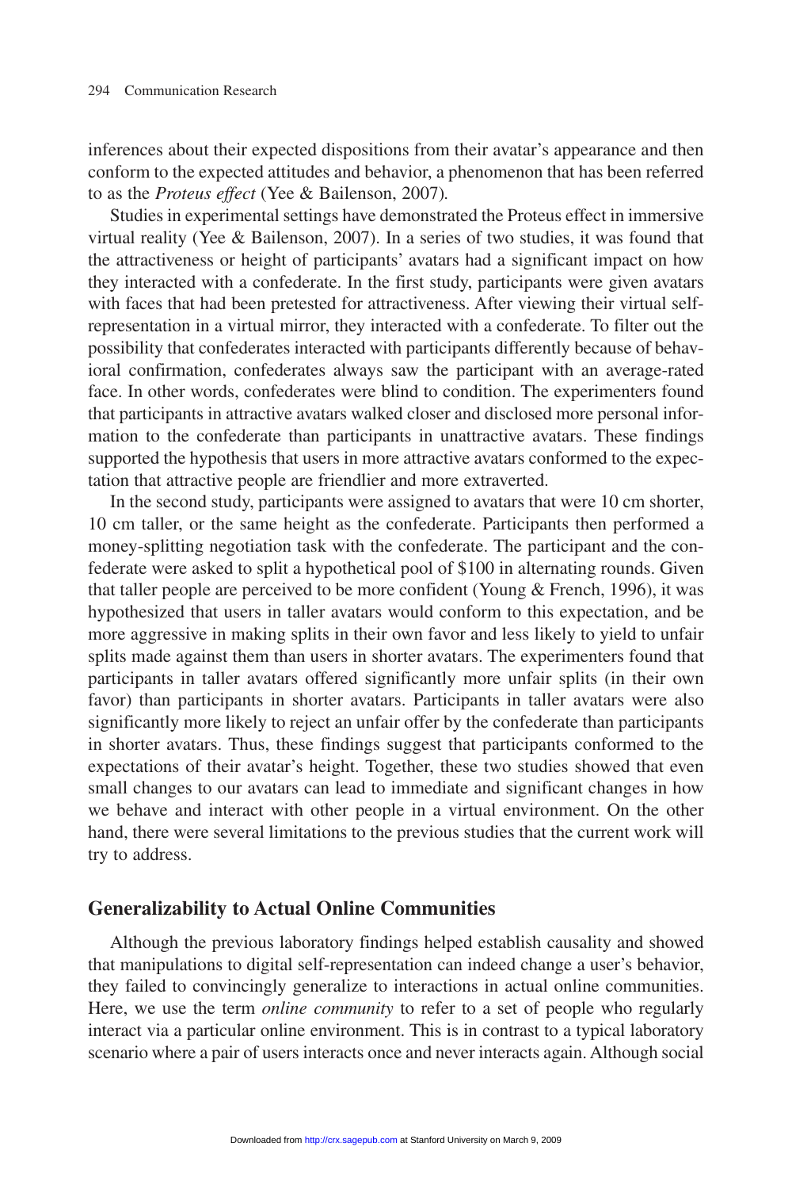inferences about their expected dispositions from their avatar's appearance and then conform to the expected attitudes and behavior, a phenomenon that has been referred to as the *Proteus effect* (Yee & Bailenson, 2007).

Studies in experimental settings have demonstrated the Proteus effect in immersive virtual reality (Yee & Bailenson, 2007). In a series of two studies, it was found that the attractiveness or height of participants' avatars had a significant impact on how they interacted with a confederate. In the first study, participants were given avatars with faces that had been pretested for attractiveness. After viewing their virtual self-representation in a virtual mirror, they interacted with a confederate. To filter out the possibility that confederates interacted with participants differently because of behavioral confirmation, confederates always saw the participant with an average-rated face. In other words, confederates were blind to condition. The experimenters found that participants in attractive avatars walked closer and disclosed more personal information to the confederate than participants in unattractive avatars. These findings supported the hypothesis that users in more attractive avatars conformed to the expectation that attractive people are friendlier and more extraverted.

In the second study, participants were assigned to avatars that were 10 cm shorter, 10 cm taller, or the same height as the confederate. Participants then performed a money-splitting negotiation task with the confederate. The participant and the confederate were asked to split a hypothetical pool of $100 in alternating rounds. Given that taller people are perceived to be more confident (Young & French, 1996), it was hypothesized that users in taller avatars would conform to this expectation, and be more aggressive in making splits in their own favor and less likely to yield to unfair splits made against them than users in shorter avatars. The experimenters found that participants in taller avatars offered significantly more unfair splits (in their own favor) than participants in shorter avatars. Participants in taller avatars were also significantly more likely to reject an unfair offer by the confederate than participants in shorter avatars. Thus, these findings suggest that participants conformed to the expectations of their avatar's height. Together, these two studies showed that even small changes to our avatars can lead to immediate and significant changes in how we behave and interact with other people in a virtual environment. On the other hand, there were several limitations to the previous studies that the current work will try to address.

## Generalizability to Actual Online Communities

Although the previous laboratory findings helped establish causality and showed that manipulations to digital self-representation can indeed change a user's behavior, they failed to convincingly generalize to interactions in actual online communities. Here, we use the term *online community* to refer to a set of people who regularly interact via a particular online environment. This is in contrast to a typical laboratory scenario where a pair of users interacts once and never interacts again. Although social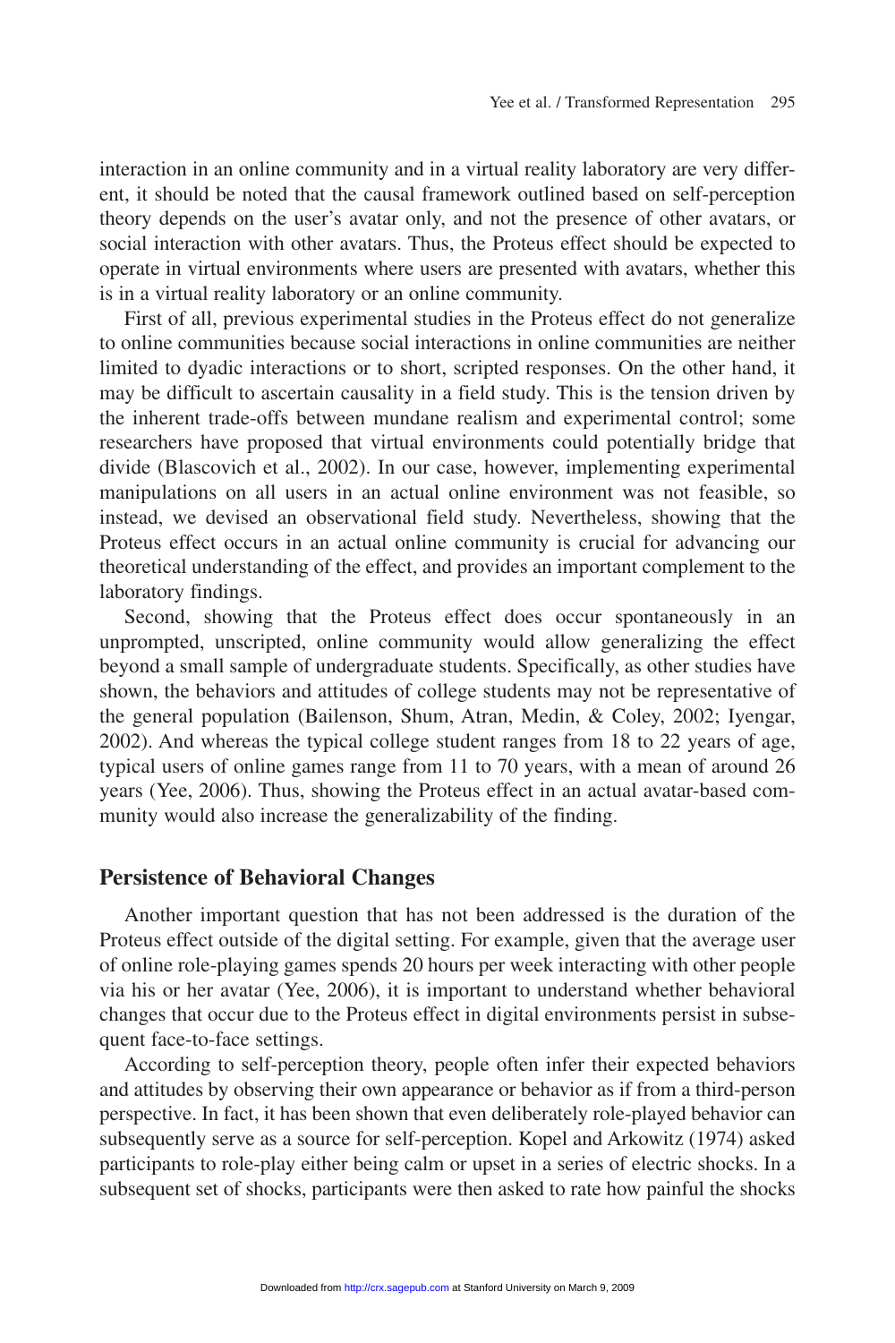interaction in an online community and in a virtual reality laboratory are very different, it should be noted that the causal framework outlined based on self-perception theory depends on the user's avatar only, and not the presence of other avatars, or social interaction with other avatars. Thus, the Proteus effect should be expected to operate in virtual environments where users are presented with avatars, whether this is in a virtual reality laboratory or an online community.

First of all, previous experimental studies in the Proteus effect do not generalize to online communities because social interactions in online communities are neither limited to dyadic interactions or to short, scripted responses. On the other hand, it may be difficult to ascertain causality in a field study. This is the tension driven by the inherent trade-offs between mundane realism and experimental control; some researchers have proposed that virtual environments could potentially bridge that divide (Blascovich et al., 2002). In our case, however, implementing experimental manipulations on all users in an actual online environment was not feasible, so instead, we devised an observational field study. Nevertheless, showing that the Proteus effect occurs in an actual online community is crucial for advancing our theoretical understanding of the effect, and provides an important complement to the laboratory findings.

Second, showing that the Proteus effect does occur spontaneously in an unprompted, unscripted, online community would allow generalizing the effect beyond a small sample of undergraduate students. Specifically, as other studies have shown, the behaviors and attitudes of college students may not be representative of the general population (Bailenson, Shum, Atran, Medin, & Coley, 2002; Iyengar, 2002). And whereas the typical college student ranges from 18 to 22 years of age, typical users of online games range from 11 to 70 years, with a mean of around 26 years (Yee, 2006). Thus, showing the Proteus effect in an actual avatar-based community would also increase the generalizability of the finding.

## Persistence of Behavioral Changes

Another important question that has not been addressed is the duration of the Proteus effect outside of the digital setting. For example, given that the average user of online role-playing games spends 20 hours per week interacting with other people via his or her avatar (Yee, 2006), it is important to understand whether behavioral changes that occur due to the Proteus effect in digital environments persist in subsequent face-to-face settings.

According to self-perception theory, people often infer their expected behaviors and attitudes by observing their own appearance or behavior as if from a third-person perspective. In fact, it has been shown that even deliberately role-played behavior can subsequently serve as a source for self-perception. Kopel and Arkowitz (1974) asked participants to role-play either being calm or upset in a series of electric shocks. In a subsequent set of shocks, participants were then asked to rate how painful the shocks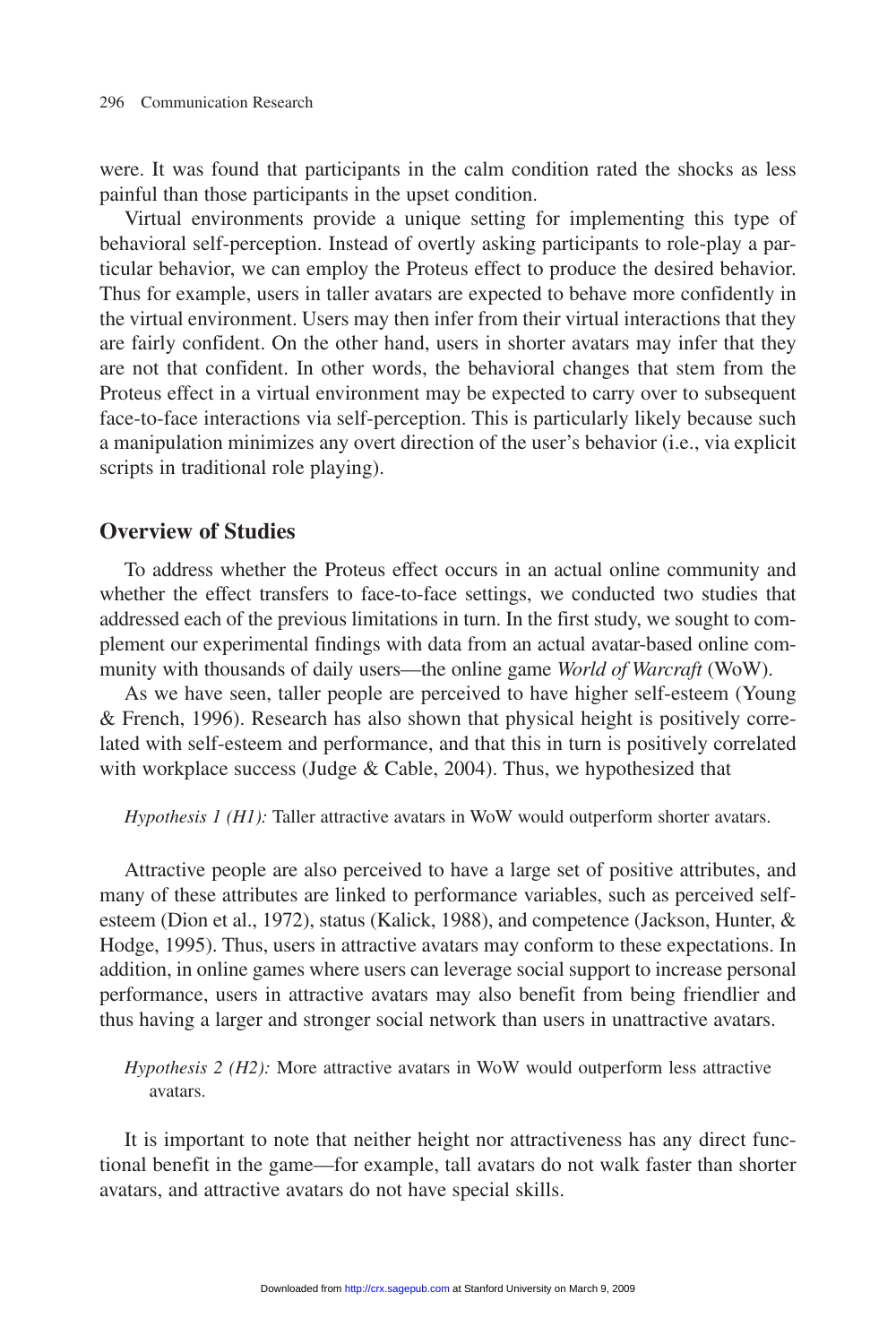were. It was found that participants in the calm condition rated the shocks as less painful than those participants in the upset condition.

Virtual environments provide a unique setting for implementing this type of behavioral self-perception. Instead of overtly asking participants to role-play a particular behavior, we can employ the Proteus effect to produce the desired behavior. Thus for example, users in taller avatars are expected to behave more confidently in the virtual environment. Users may then infer from their virtual interactions that they are fairly confident. On the other hand, users in shorter avatars may infer that they are not that confident. In other words, the behavioral changes that stem from the Proteus effect in a virtual environment may be expected to carry over to subsequent face-to-face interactions via self-perception. This is particularly likely because such a manipulation minimizes any overt direction of the user's behavior (i.e., via explicit scripts in traditional role playing).

## Overview of Studies

To address whether the Proteus effect occurs in an actual online community and whether the effect transfers to face-to-face settings, we conducted two studies that addressed each of the previous limitations in turn. In the first study, we sought to complement our experimental findings with data from an actual avatar-based online community with thousands of daily users—the online game *World of Warcraft* (WoW).

As we have seen, taller people are perceived to have higher self-esteem (Young & French, 1996). Research has also shown that physical height is positively correlated with self-esteem and performance, and that this in turn is positively correlated with workplace success (Judge & Cable, 2004). Thus, we hypothesized that

> *Hypothesis 1 (H1):* Taller attractive avatars in WoW would outperform shorter avatars.

Attractive people are also perceived to have a large set of positive attributes, and many of these attributes are linked to performance variables, such as perceived self-esteem (Dion et al., 1972), status (Kalick, 1988), and competence (Jackson, Hunter, & Hodge, 1995). Thus, users in attractive avatars may conform to these expectations. In addition, in online games where users can leverage social support to increase personal performance, users in attractive avatars may also benefit from being friendlier and thus having a larger and stronger social network than users in unattractive avatars.

> *Hypothesis 2 (H2):* More attractive avatars in WoW would outperform less attractive avatars.

It is important to note that neither height nor attractiveness has any direct functional benefit in the game—for example, tall avatars do not walk faster than shorter avatars, and attractive avatars do not have special skills.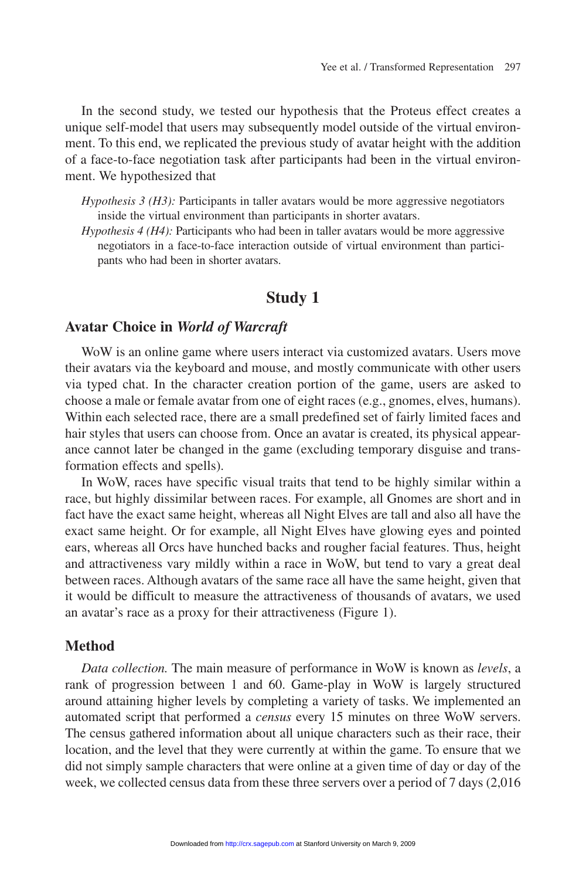In the second study, we tested our hypothesis that the Proteus effect creates a unique self-model that users may subsequently model outside of the virtual environment. To this end, we replicated the previous study of avatar height with the addition of a face-to-face negotiation task after participants had been in the virtual environment. We hypothesized that

*Hypothesis 3 (H3):* Participants in taller avatars would be more aggressive negotiators inside the virtual environment than participants in shorter avatars.

*Hypothesis 4 (H4):* Participants who had been in taller avatars would be more aggressive negotiators in a face-to-face interaction outside of virtual environment than participants who had been in shorter avatars.

## Study 1

### Avatar Choice in *World of Warcraft*

WoW is an online game where users interact via customized avatars. Users move their avatars via the keyboard and mouse, and mostly communicate with other users via typed chat. In the character creation portion of the game, users are asked to choose a male or female avatar from one of eight races (e.g., gnomes, elves, humans). Within each selected race, there are a small predefined set of fairly limited faces and hair styles that users can choose from. Once an avatar is created, its physical appearance cannot later be changed in the game (excluding temporary disguise and transformation effects and spells).

In WoW, races have specific visual traits that tend to be highly similar within a race, but highly dissimilar between races. For example, all Gnomes are short and in fact have the exact same height, whereas all Night Elves are tall and also all have the exact same height. Or for example, all Night Elves have glowing eyes and pointed ears, whereas all Orcs have hunched backs and rougher facial features. Thus, height and attractiveness vary mildly within a race in WoW, but tend to vary a great deal between races. Although avatars of the same race all have the same height, given that it would be difficult to measure the attractiveness of thousands of avatars, we used an avatar's race as a proxy for their attractiveness (Figure 1).

### Method

*Data collection.* The main measure of performance in WoW is known as *levels*, a rank of progression between 1 and 60. Game-play in WoW is largely structured around attaining higher levels by completing a variety of tasks. We implemented an automated script that performed a *census* every 15 minutes on three WoW servers. The census gathered information about all unique characters such as their race, their location, and the level that they were currently at within the game. To ensure that we did not simply sample characters that were online at a given time of day or day of the week, we collected census data from these three servers over a period of 7 days (2,016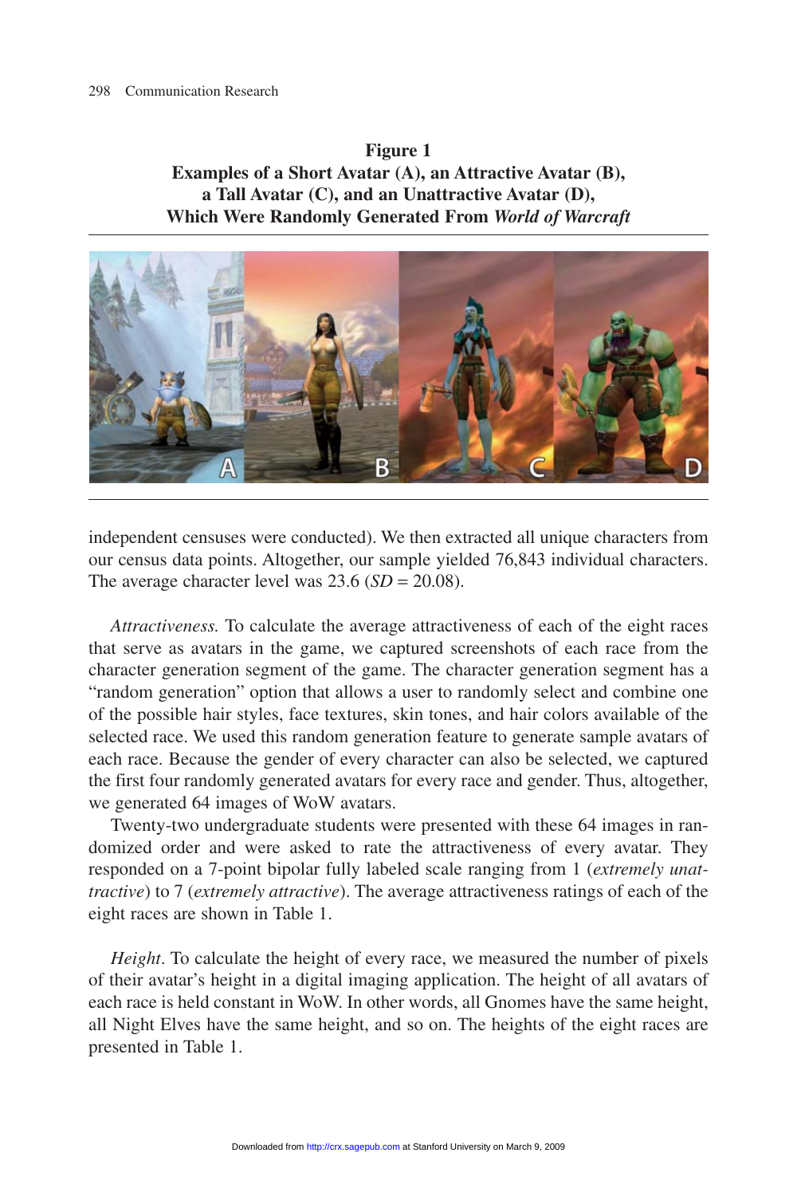**Figure 1**
**Examples of a Short Avatar (A), an Attractive Avatar (B), a Tall Avatar (C), and an Unattractive Avatar (D), Which Were Randomly Generated From *World of Warcraft***

independent censuses were conducted). We then extracted all unique characters from our census data points. Altogether, our sample yielded 76,843 individual characters. The average character level was 23.6 (*SD* = 20.08).

*Attractiveness.* To calculate the average attractiveness of each of the eight races that serve as avatars in the game, we captured screenshots of each race from the character generation segment of the game. The character generation segment has a "random generation" option that allows a user to randomly select and combine one of the possible hair styles, face textures, skin tones, and hair colors available of the selected race. We used this random generation feature to generate sample avatars of each race. Because the gender of every character can also be selected, we captured the first four randomly generated avatars for every race and gender. Thus, altogether, we generated 64 images of WoW avatars.

Twenty-two undergraduate students were presented with these 64 images in randomized order and were asked to rate the attractiveness of every avatar. They responded on a 7-point bipolar fully labeled scale ranging from 1 (*extremely unattractive*) to 7 (*extremely attractive*). The average attractiveness ratings of each of the eight races are shown in Table 1.

*Height*. To calculate the height of every race, we measured the number of pixels of their avatar's height in a digital imaging application. The height of all avatars of each race is held constant in WoW. In other words, all Gnomes have the same height, all Night Elves have the same height, and so on. The heights of the eight races are presented in Table 1.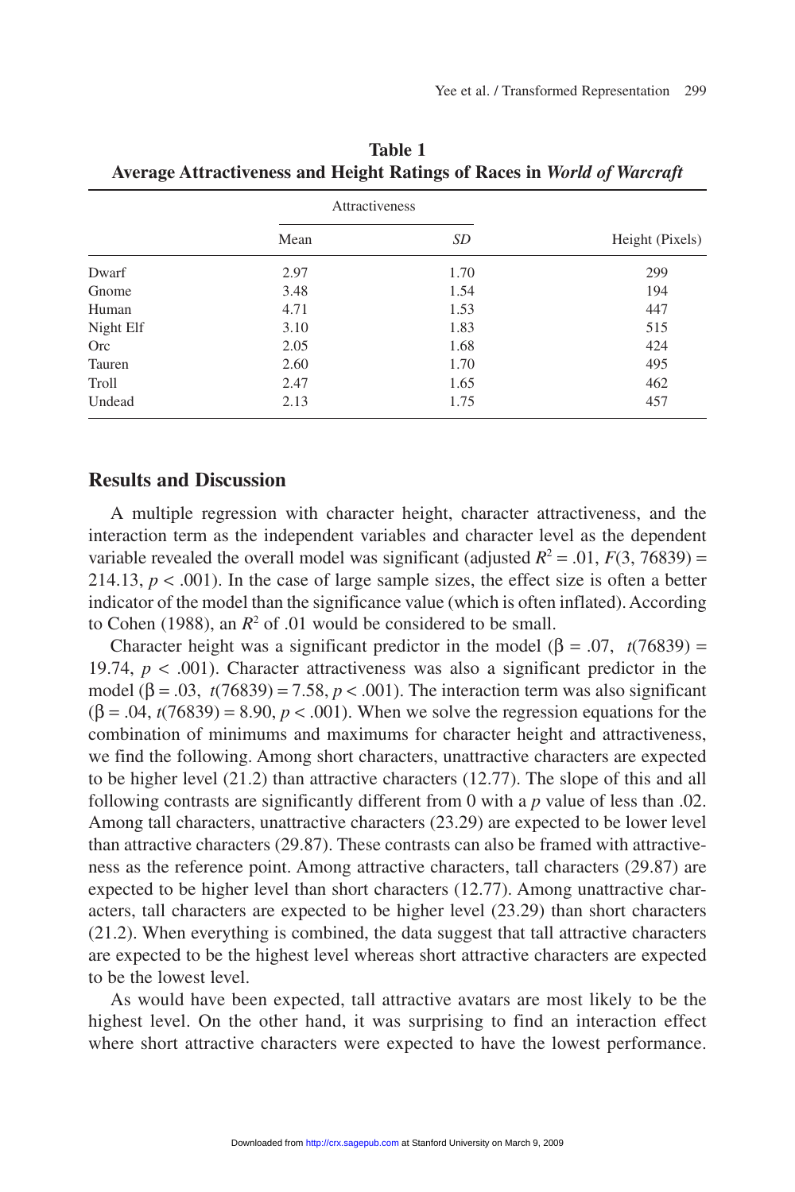**Table 1**
**Average Attractiveness and Height Ratings of Races in *World of Warcraft***

| | Attractiveness | | |
|---|---|---|---|
| | Mean | *SD* | Height (Pixels) |
| Dwarf | 2.97 | 1.70 | 299 |
| Gnome | 3.48 | 1.54 | 194 |
| Human | 4.71 | 1.53 | 447 |
| Night Elf | 3.10 | 1.83 | 515 |
| Orc | 2.05 | 1.68 | 424 |
| Tauren | 2.60 | 1.70 | 495 |
| Troll | 2.47 | 1.65 | 462 |
| Undead | 2.13 | 1.75 | 457 |

## Results and Discussion

A multiple regression with character height, character attractiveness, and the interaction term as the independent variables and character level as the dependent variable revealed the overall model was significant (adjusted $R^2 = .01$, $F(3, 76839) = 214.13$, $p < .001$). In the case of large sample sizes, the effect size is often a better indicator of the model than the significance value (which is often inflated). According to Cohen (1988), an $R^2$ of .01 would be considered to be small.

Character height was a significant predictor in the model ($\beta = .07$, $t(76839) = 19.74$, $p < .001$). Character attractiveness was also a significant predictor in the model ($\beta = .03$, $t(76839) = 7.58$, $p < .001$). The interaction term was also significant ($\beta = .04$, $t(76839) = 8.90$, $p < .001$). When we solve the regression equations for the combination of minimums and maximums for character height and attractiveness, we find the following. Among short characters, unattractive characters are expected to be higher level (21.2) than attractive characters (12.77). The slope of this and all following contrasts are significantly different from 0 with a $p$ value of less than .02. Among tall characters, unattractive characters (23.29) are expected to be lower level than attractive characters (29.87). These contrasts can also be framed with attractiveness as the reference point. Among attractive characters, tall characters (29.87) are expected to be higher level than short characters (12.77). Among unattractive characters, tall characters are expected to be higher level (23.29) than short characters (21.2). When everything is combined, the data suggest that tall attractive characters are expected to be the highest level whereas short attractive characters are expected to be the lowest level.

As would have been expected, tall attractive avatars are most likely to be the highest level. On the other hand, it was surprising to find an interaction effect where short attractive characters were expected to have the lowest performance.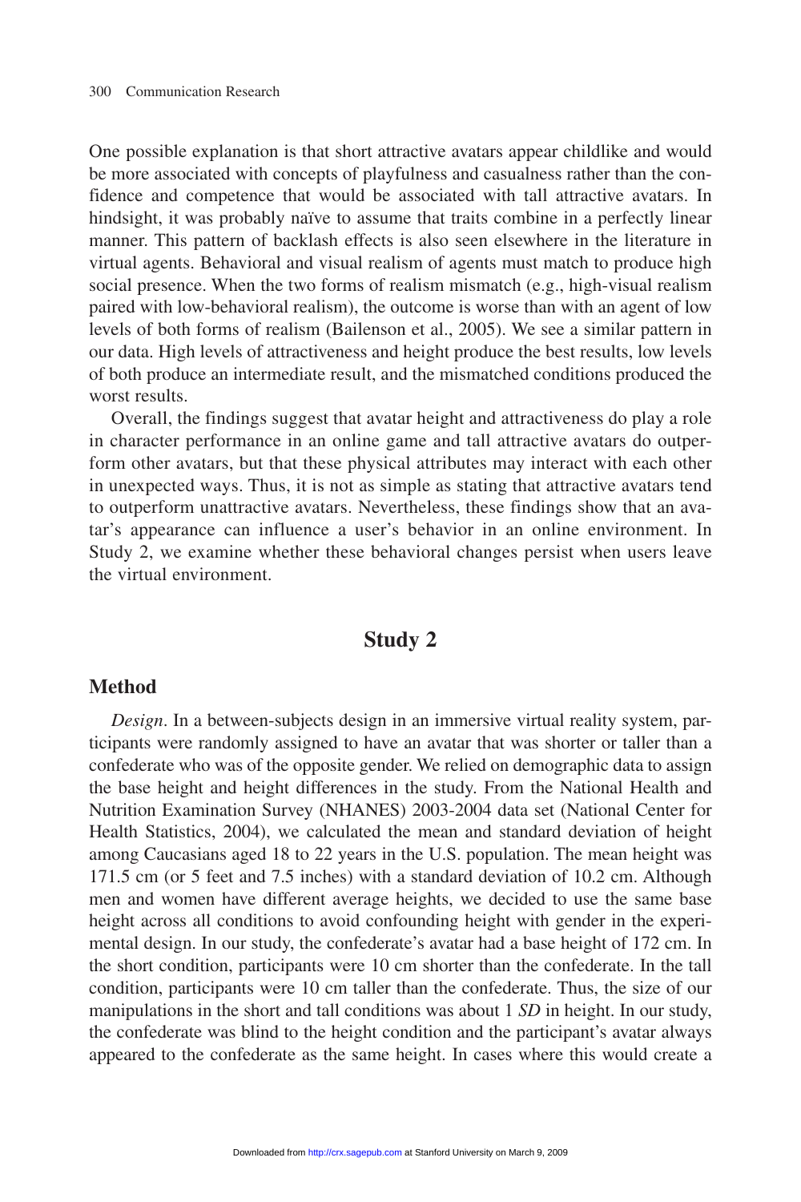One possible explanation is that short attractive avatars appear childlike and would be more associated with concepts of playfulness and casualness rather than the confidence and competence that would be associated with tall attractive avatars. In hindsight, it was probably naïve to assume that traits combine in a perfectly linear manner. This pattern of backlash effects is also seen elsewhere in the literature in virtual agents. Behavioral and visual realism of agents must match to produce high social presence. When the two forms of realism mismatch (e.g., high-visual realism paired with low-behavioral realism), the outcome is worse than with an agent of low levels of both forms of realism (Bailenson et al., 2005). We see a similar pattern in our data. High levels of attractiveness and height produce the best results, low levels of both produce an intermediate result, and the mismatched conditions produced the worst results.

Overall, the findings suggest that avatar height and attractiveness do play a role in character performance in an online game and tall attractive avatars do outperform other avatars, but that these physical attributes may interact with each other in unexpected ways. Thus, it is not as simple as stating that attractive avatars tend to outperform unattractive avatars. Nevertheless, these findings show that an avatar's appearance can influence a user's behavior in an online environment. In Study 2, we examine whether these behavioral changes persist when users leave the virtual environment.

## Study 2

### Method

*Design*. In a between-subjects design in an immersive virtual reality system, participants were randomly assigned to have an avatar that was shorter or taller than a confederate who was of the opposite gender. We relied on demographic data to assign the base height and height differences in the study. From the National Health and Nutrition Examination Survey (NHANES) 2003-2004 data set (National Center for Health Statistics, 2004), we calculated the mean and standard deviation of height among Caucasians aged 18 to 22 years in the U.S. population. The mean height was 171.5 cm (or 5 feet and 7.5 inches) with a standard deviation of 10.2 cm. Although men and women have different average heights, we decided to use the same base height across all conditions to avoid confounding height with gender in the experimental design. In our study, the confederate's avatar had a base height of 172 cm. In the short condition, participants were 10 cm shorter than the confederate. In the tall condition, participants were 10 cm taller than the confederate. Thus, the size of our manipulations in the short and tall conditions was about 1 *SD* in height. In our study, the confederate was blind to the height condition and the participant's avatar always appeared to the confederate as the same height. In cases where this would create a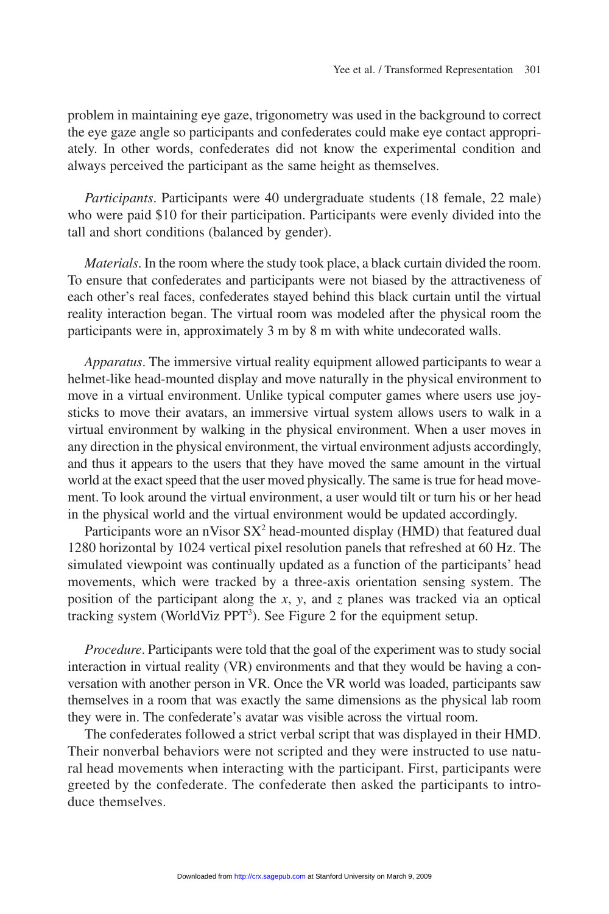problem in maintaining eye gaze, trigonometry was used in the background to correct the eye gaze angle so participants and confederates could make eye contact appropriately. In other words, confederates did not know the experimental condition and always perceived the participant as the same height as themselves.

*Participants*. Participants were 40 undergraduate students (18 female, 22 male) who were paid $10 for their participation. Participants were evenly divided into the tall and short conditions (balanced by gender).

*Materials*. In the room where the study took place, a black curtain divided the room. To ensure that confederates and participants were not biased by the attractiveness of each other's real faces, confederates stayed behind this black curtain until the virtual reality interaction began. The virtual room was modeled after the physical room the participants were in, approximately 3 m by 8 m with white undecorated walls.

*Apparatus*. The immersive virtual reality equipment allowed participants to wear a helmet-like head-mounted display and move naturally in the physical environment to move in a virtual environment. Unlike typical computer games where users use joysticks to move their avatars, an immersive virtual system allows users to walk in a virtual environment by walking in the physical environment. When a user moves in any direction in the physical environment, the virtual environment adjusts accordingly, and thus it appears to the users that they have moved the same amount in the virtual world at the exact speed that the user moved physically. The same is true for head movement. To look around the virtual environment, a user would tilt or turn his or her head in the physical world and the virtual environment would be updated accordingly.

Participants wore an nVisor $SX^2$ head-mounted display (HMD) that featured dual 1280 horizontal by 1024 vertical pixel resolution panels that refreshed at 60 Hz. The simulated viewpoint was continually updated as a function of the participants' head movements, which were tracked by a three-axis orientation sensing system. The position of the participant along the *x*, *y*, and *z* planes was tracked via an optical tracking system (WorldViz $PPT^3$). See Figure 2 for the equipment setup.

*Procedure*. Participants were told that the goal of the experiment was to study social interaction in virtual reality (VR) environments and that they would be having a conversation with another person in VR. Once the VR world was loaded, participants saw themselves in a room that was exactly the same dimensions as the physical lab room they were in. The confederate's avatar was visible across the virtual room.

The confederates followed a strict verbal script that was displayed in their HMD. Their nonverbal behaviors were not scripted and they were instructed to use natural head movements when interacting with the participant. First, participants were greeted by the confederate. The confederate then asked the participants to introduce themselves.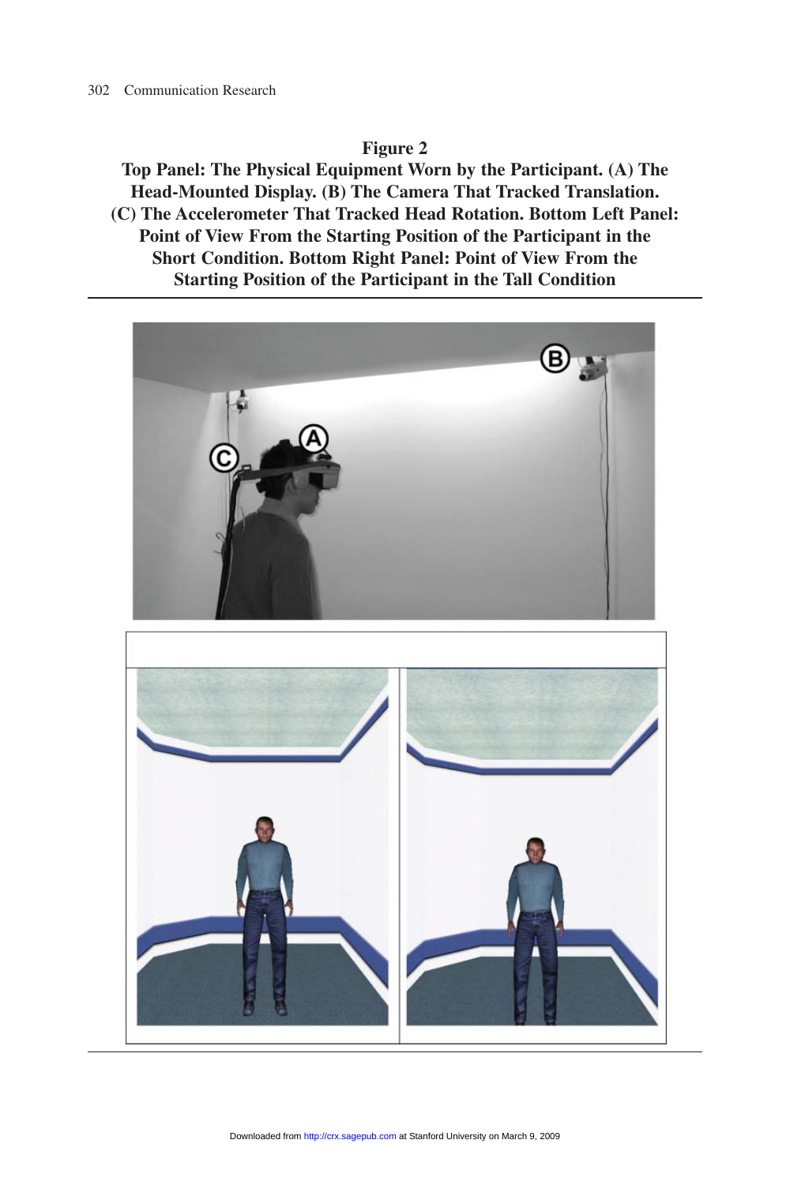**Figure 2**
**Top Panel: The Physical Equipment Worn by the Participant. (A) The Head-Mounted Display. (B) The Camera That Tracked Translation. (C) The Accelerometer That Tracked Head Rotation. Bottom Left Panel: Point of View From the Starting Position of the Participant in the Short Condition. Bottom Right Panel: Point of View From the Starting Position of the Participant in the Tall Condition**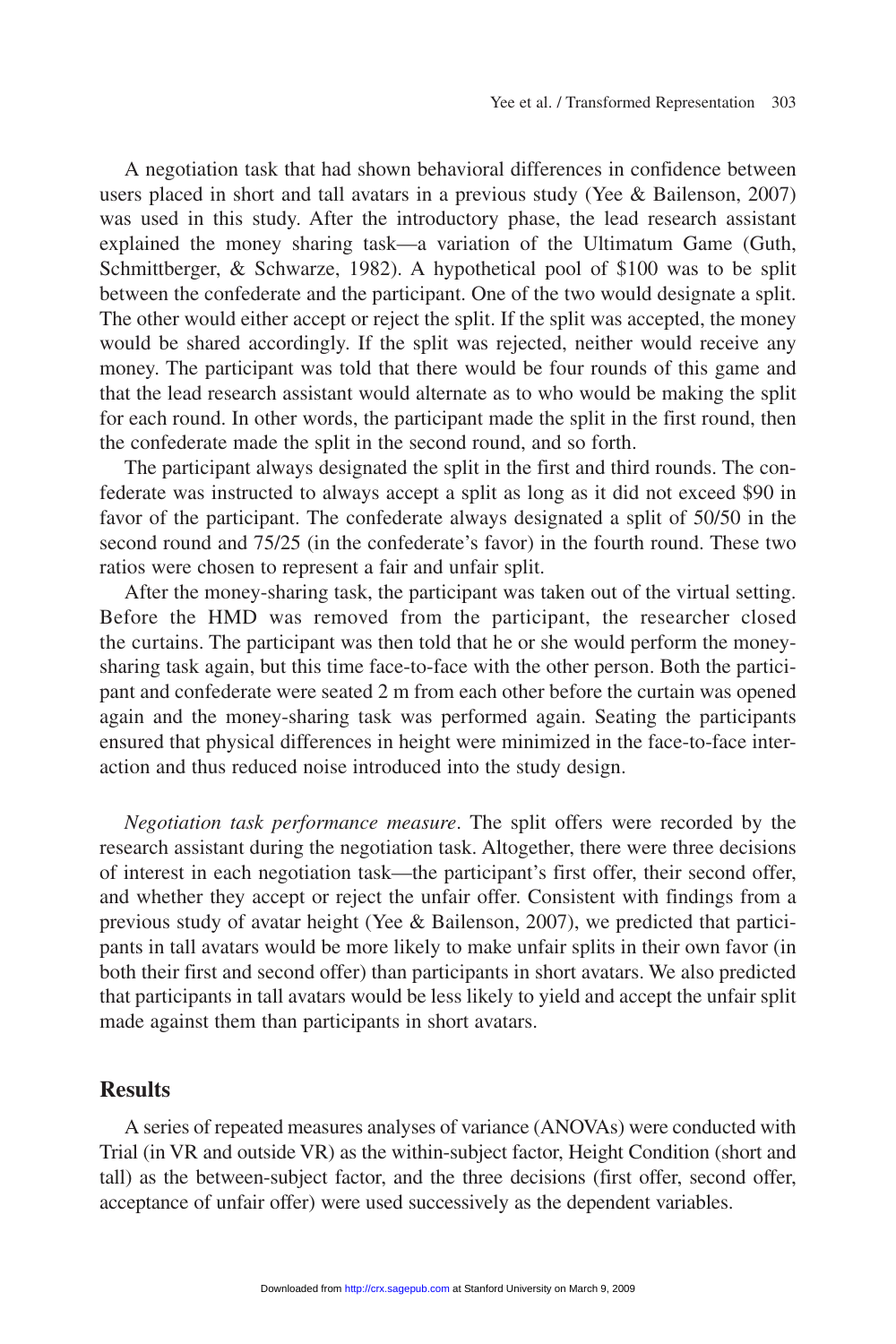A negotiation task that had shown behavioral differences in confidence between users placed in short and tall avatars in a previous study (Yee & Bailenson, 2007) was used in this study. After the introductory phase, the lead research assistant explained the money sharing task—a variation of the Ultimatum Game (Guth, Schmittberger, & Schwarze, 1982). A hypothetical pool of $100 was to be split between the confederate and the participant. One of the two would designate a split. The other would either accept or reject the split. If the split was accepted, the money would be shared accordingly. If the split was rejected, neither would receive any money. The participant was told that there would be four rounds of this game and that the lead research assistant would alternate as to who would be making the split for each round. In other words, the participant made the split in the first round, then the confederate made the split in the second round, and so forth.

The participant always designated the split in the first and third rounds. The confederate was instructed to always accept a split as long as it did not exceed $90 in favor of the participant. The confederate always designated a split of 50/50 in the second round and 75/25 (in the confederate's favor) in the fourth round. These two ratios were chosen to represent a fair and unfair split.

After the money-sharing task, the participant was taken out of the virtual setting. Before the HMD was removed from the participant, the researcher closed the curtains. The participant was then told that he or she would perform the money-sharing task again, but this time face-to-face with the other person. Both the participant and confederate were seated 2 m from each other before the curtain was opened again and the money-sharing task was performed again. Seating the participants ensured that physical differences in height were minimized in the face-to-face interaction and thus reduced noise introduced into the study design.

*Negotiation task performance measure*. The split offers were recorded by the research assistant during the negotiation task. Altogether, there were three decisions of interest in each negotiation task—the participant's first offer, their second offer, and whether they accept or reject the unfair offer. Consistent with findings from a previous study of avatar height (Yee & Bailenson, 2007), we predicted that participants in tall avatars would be more likely to make unfair splits in their own favor (in both their first and second offer) than participants in short avatars. We also predicted that participants in tall avatars would be less likely to yield and accept the unfair split made against them than participants in short avatars.

## Results

A series of repeated measures analyses of variance (ANOVAs) were conducted with Trial (in VR and outside VR) as the within-subject factor, Height Condition (short and tall) as the between-subject factor, and the three decisions (first offer, second offer, acceptance of unfair offer) were used successively as the dependent variables.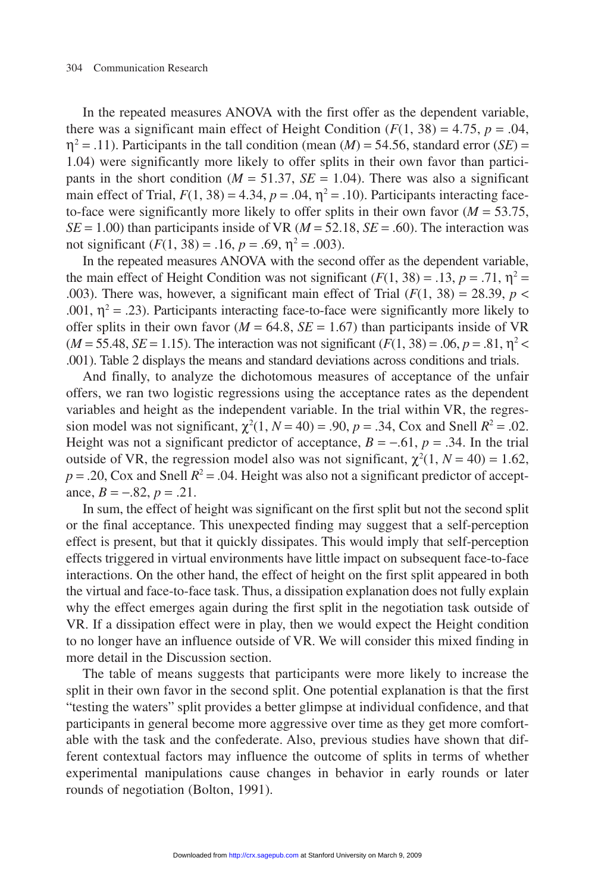In the repeated measures ANOVA with the first offer as the dependent variable, there was a significant main effect of Height Condition ($F(1, 38) = 4.75$, $p = .04$, $\eta^2 = .11$). Participants in the tall condition (mean ($M$) = 54.56, standard error ($SE$) = 1.04) were significantly more likely to offer splits in their own favor than participants in the short condition ($M = 51.37$, $SE = 1.04$). There was also a significant main effect of Trial, $F(1, 38) = 4.34$, $p = .04$, $\eta^2 = .10$). Participants interacting face-to-face were significantly more likely to offer splits in their own favor ($M = 53.75$, $SE = 1.00$) than participants inside of VR ($M = 52.18$, $SE = .60$). The interaction was not significant ($F(1, 38) = .16$, $p = .69$, $\eta^2 = .003$).

In the repeated measures ANOVA with the second offer as the dependent variable, the main effect of Height Condition was not significant ($F(1, 38) = .13$, $p = .71$, $\eta^2 = .003$). There was, however, a significant main effect of Trial ($F(1, 38) = 28.39$, $p < .001$, $\eta^2 = .23$). Participants interacting face-to-face were significantly more likely to offer splits in their own favor ($M = 64.8$, $SE = 1.67$) than participants inside of VR ($M = 55.48$, $SE = 1.15$). The interaction was not significant ($F(1, 38) = .06$, $p = .81$, $\eta^2 < .001$). Table 2 displays the means and standard deviations across conditions and trials.

And finally, to analyze the dichotomous measures of acceptance of the unfair offers, we ran two logistic regressions using the acceptance rates as the dependent variables and height as the independent variable. In the trial within VR, the regression model was not significant, $\chi^2(1, N = 40) = .90$, $p = .34$, Cox and Snell $R^2 = .02$. Height was not a significant predictor of acceptance, $B = -.61$, $p = .34$. In the trial outside of VR, the regression model also was not significant, $\chi^2(1, N = 40) = 1.62$, $p = .20$, Cox and Snell $R^2 = .04$. Height was also not a significant predictor of acceptance, $B = -.82$, $p = .21$.

In sum, the effect of height was significant on the first split but not the second split or the final acceptance. This unexpected finding may suggest that a self-perception effect is present, but that it quickly dissipates. This would imply that self-perception effects triggered in virtual environments have little impact on subsequent face-to-face interactions. On the other hand, the effect of height on the first split appeared in both the virtual and face-to-face task. Thus, a dissipation explanation does not fully explain why the effect emerges again during the first split in the negotiation task outside of VR. If a dissipation effect were in play, then we would expect the Height condition to no longer have an influence outside of VR. We will consider this mixed finding in more detail in the Discussion section.

The table of means suggests that participants were more likely to increase the split in their own favor in the second split. One potential explanation is that the first "testing the waters" split provides a better glimpse at individual confidence, and that participants in general become more aggressive over time as they get more comfortable with the task and the confederate. Also, previous studies have shown that different contextual factors may influence the outcome of splits in terms of whether experimental manipulations cause changes in behavior in early rounds or later rounds of negotiation (Bolton, 1991).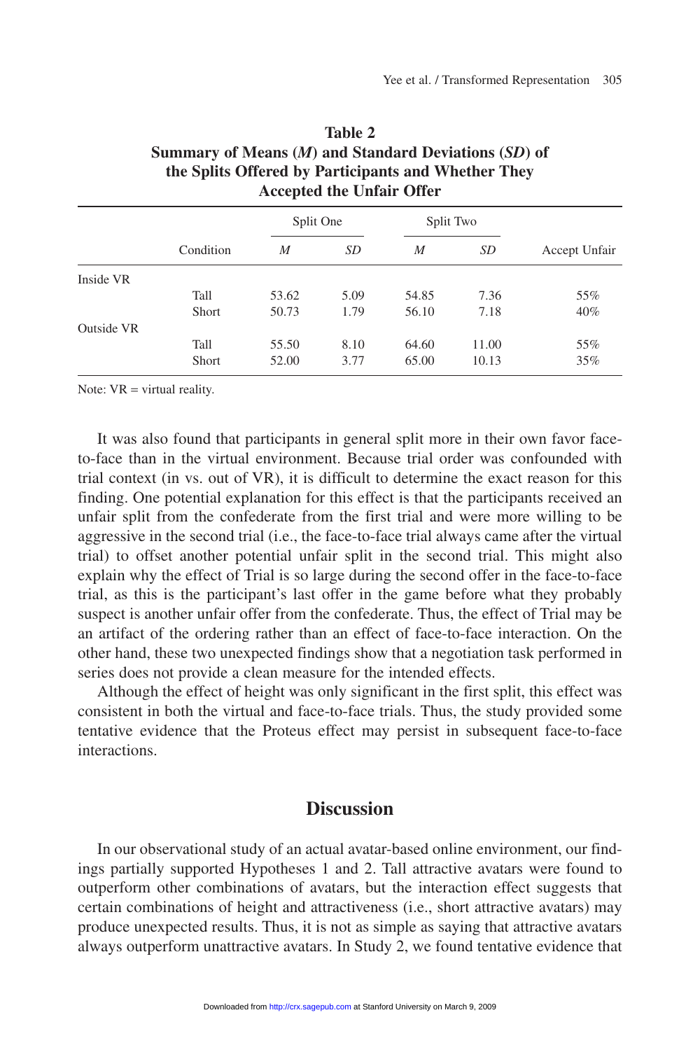**Table 2**
**Summary of Means (*M*) and Standard Deviations (*SD*) of the Splits Offered by Participants and Whether They Accepted the Unfair Offer**

| | Condition | Split One | | Split Two | | Accept Unfair |
|---|---|---|---|---|---|---|
| | | *M* | *SD* | *M* | *SD* | |
| Inside VR | | | | | | |
| | Tall | 53.62 | 5.09 | 54.85 | 7.36 | 55% |
| | Short | 50.73 | 1.79 | 56.10 | 7.18 | 40% |
| Outside VR | | | | | | |
| | Tall | 55.50 | 8.10 | 64.60 | 11.00 | 55% |
| | Short | 52.00 | 3.77 | 65.00 | 10.13 | 35% |

Note: VR = virtual reality.

It was also found that participants in general split more in their own favor face-to-face than in the virtual environment. Because trial order was confounded with trial context (in vs. out of VR), it is difficult to determine the exact reason for this finding. One potential explanation for this effect is that the participants received an unfair split from the confederate from the first trial and were more willing to be aggressive in the second trial (i.e., the face-to-face trial always came after the virtual trial) to offset another potential unfair split in the second trial. This might also explain why the effect of Trial is so large during the second offer in the face-to-face trial, as this is the participant's last offer in the game before what they probably suspect is another unfair offer from the confederate. Thus, the effect of Trial may be an artifact of the ordering rather than an effect of face-to-face interaction. On the other hand, these two unexpected findings show that a negotiation task performed in series does not provide a clean measure for the intended effects.

Although the effect of height was only significant in the first split, this effect was consistent in both the virtual and face-to-face trials. Thus, the study provided some tentative evidence that the Proteus effect may persist in subsequent face-to-face interactions.

## Discussion

In our observational study of an actual avatar-based online environment, our findings partially supported Hypotheses 1 and 2. Tall attractive avatars were found to outperform other combinations of avatars, but the interaction effect suggests that certain combinations of height and attractiveness (i.e., short attractive avatars) may produce unexpected results. Thus, it is not as simple as saying that attractive avatars always outperform unattractive avatars. In Study 2, we found tentative evidence that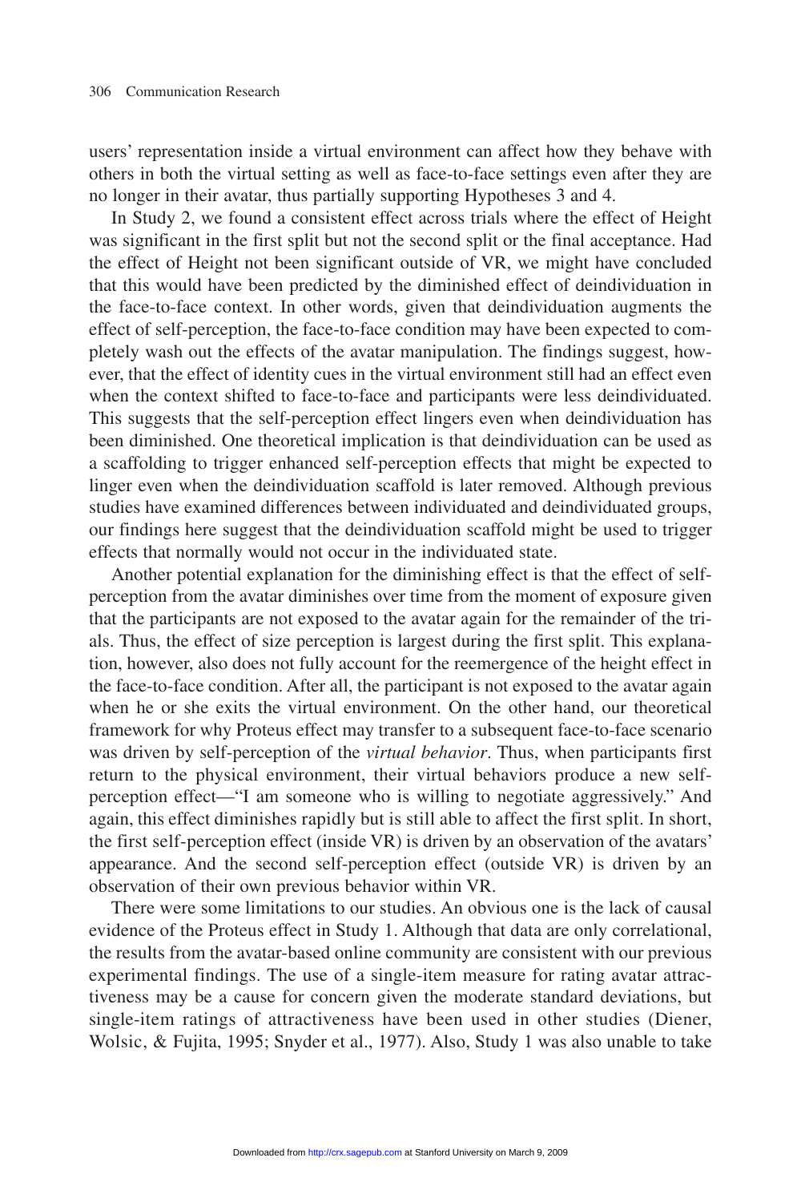users' representation inside a virtual environment can affect how they behave with others in both the virtual setting as well as face-to-face settings even after they are no longer in their avatar, thus partially supporting Hypotheses 3 and 4.

In Study 2, we found a consistent effect across trials where the effect of Height was significant in the first split but not the second split or the final acceptance. Had the effect of Height not been significant outside of VR, we might have concluded that this would have been predicted by the diminished effect of deindividuation in the face-to-face context. In other words, given that deindividuation augments the effect of self-perception, the face-to-face condition may have been expected to completely wash out the effects of the avatar manipulation. The findings suggest, however, that the effect of identity cues in the virtual environment still had an effect even when the context shifted to face-to-face and participants were less deindividuated. This suggests that the self-perception effect lingers even when deindividuation has been diminished. One theoretical implication is that deindividuation can be used as a scaffolding to trigger enhanced self-perception effects that might be expected to linger even when the deindividuation scaffold is later removed. Although previous studies have examined differences between individuated and deindividuated groups, our findings here suggest that the deindividuation scaffold might be used to trigger effects that normally would not occur in the individuated state.

Another potential explanation for the diminishing effect is that the effect of self-perception from the avatar diminishes over time from the moment of exposure given that the participants are not exposed to the avatar again for the remainder of the trials. Thus, the effect of size perception is largest during the first split. This explanation, however, also does not fully account for the reemergence of the height effect in the face-to-face condition. After all, the participant is not exposed to the avatar again when he or she exits the virtual environment. On the other hand, our theoretical framework for why Proteus effect may transfer to a subsequent face-to-face scenario was driven by self-perception of the *virtual behavior*. Thus, when participants first return to the physical environment, their virtual behaviors produce a new self-perception effect—"I am someone who is willing to negotiate aggressively." And again, this effect diminishes rapidly but is still able to affect the first split. In short, the first self-perception effect (inside VR) is driven by an observation of the avatars' appearance. And the second self-perception effect (outside VR) is driven by an observation of their own previous behavior within VR.

There were some limitations to our studies. An obvious one is the lack of causal evidence of the Proteus effect in Study 1. Although that data are only correlational, the results from the avatar-based online community are consistent with our previous experimental findings. The use of a single-item measure for rating avatar attractiveness may be a cause for concern given the moderate standard deviations, but single-item ratings of attractiveness have been used in other studies (Diener, Wolsic, & Fujita, 1995; Snyder et al., 1977). Also, Study 1 was also unable to take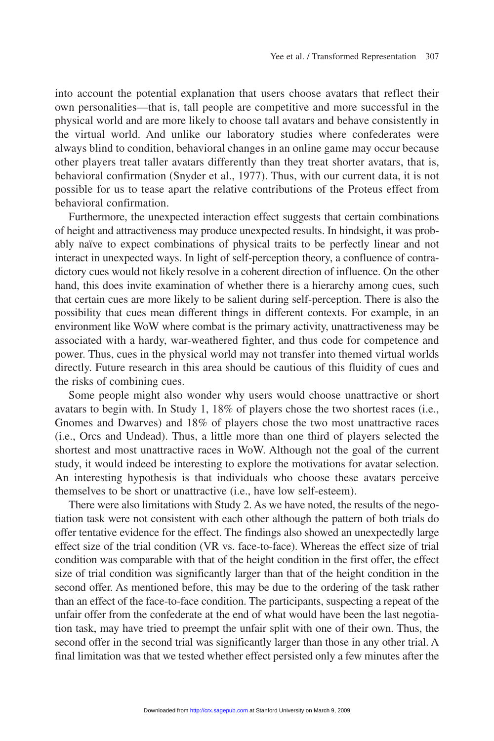into account the potential explanation that users choose avatars that reflect their own personalities—that is, tall people are competitive and more successful in the physical world and are more likely to choose tall avatars and behave consistently in the virtual world. And unlike our laboratory studies where confederates were always blind to condition, behavioral changes in an online game may occur because other players treat taller avatars differently than they treat shorter avatars, that is, behavioral confirmation (Snyder et al., 1977). Thus, with our current data, it is not possible for us to tease apart the relative contributions of the Proteus effect from behavioral confirmation.

Furthermore, the unexpected interaction effect suggests that certain combinations of height and attractiveness may produce unexpected results. In hindsight, it was probably naïve to expect combinations of physical traits to be perfectly linear and not interact in unexpected ways. In light of self-perception theory, a confluence of contradictory cues would not likely resolve in a coherent direction of influence. On the other hand, this does invite examination of whether there is a hierarchy among cues, such that certain cues are more likely to be salient during self-perception. There is also the possibility that cues mean different things in different contexts. For example, in an environment like WoW where combat is the primary activity, unattractiveness may be associated with a hardy, war-weathered fighter, and thus code for competence and power. Thus, cues in the physical world may not transfer into themed virtual worlds directly. Future research in this area should be cautious of this fluidity of cues and the risks of combining cues.

Some people might also wonder why users would choose unattractive or short avatars to begin with. In Study 1, 18% of players chose the two shortest races (i.e., Gnomes and Dwarves) and 18% of players chose the two most unattractive races (i.e., Orcs and Undead). Thus, a little more than one third of players selected the shortest and most unattractive races in WoW. Although not the goal of the current study, it would indeed be interesting to explore the motivations for avatar selection. An interesting hypothesis is that individuals who choose these avatars perceive themselves to be short or unattractive (i.e., have low self-esteem).

There were also limitations with Study 2. As we have noted, the results of the negotiation task were not consistent with each other although the pattern of both trials do offer tentative evidence for the effect. The findings also showed an unexpectedly large effect size of the trial condition (VR vs. face-to-face). Whereas the effect size of trial condition was comparable with that of the height condition in the first offer, the effect size of trial condition was significantly larger than that of the height condition in the second offer. As mentioned before, this may be due to the ordering of the task rather than an effect of the face-to-face condition. The participants, suspecting a repeat of the unfair offer from the confederate at the end of what would have been the last negotiation task, may have tried to preempt the unfair split with one of their own. Thus, the second offer in the second trial was significantly larger than those in any other trial. A final limitation was that we tested whether effect persisted only a few minutes after the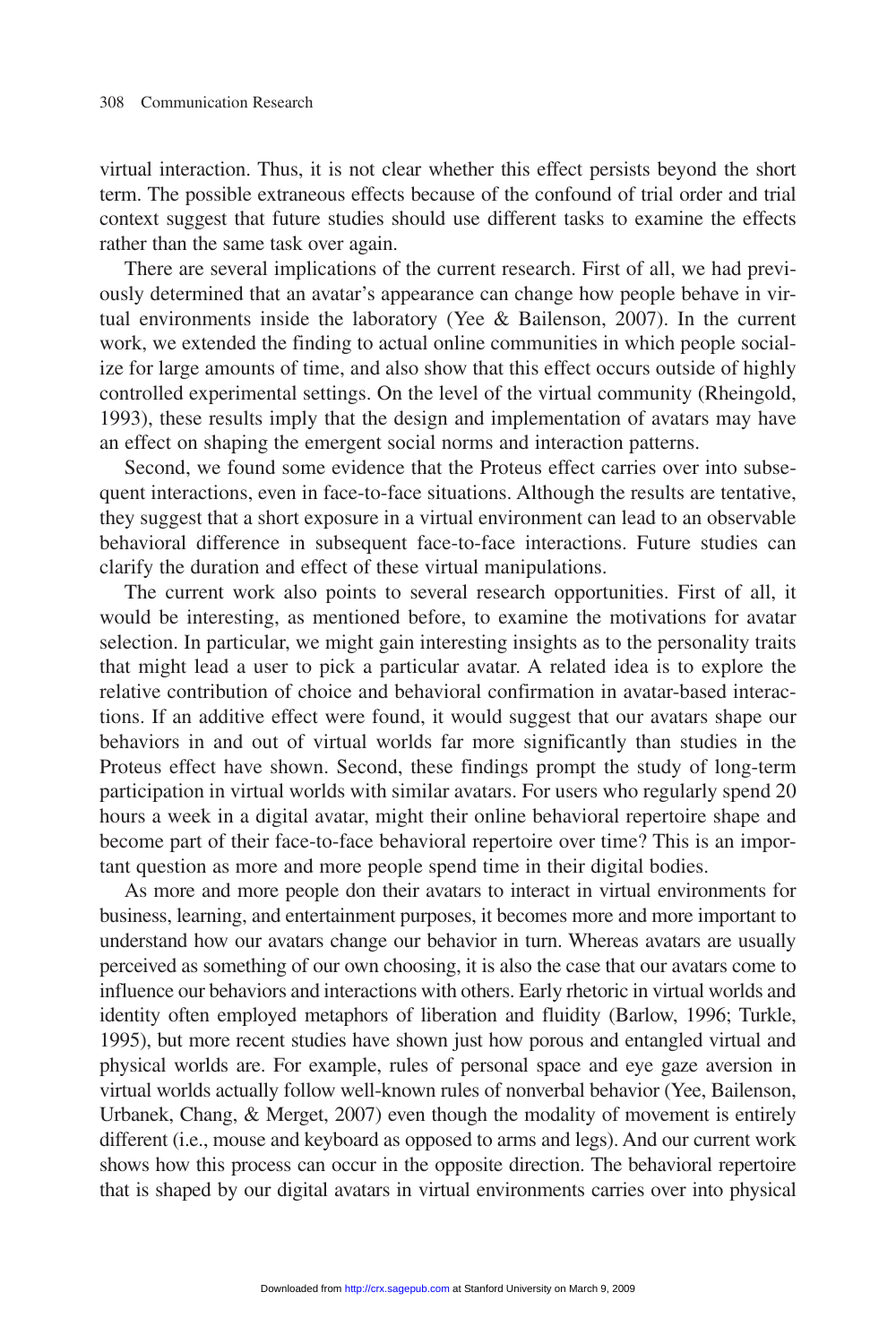virtual interaction. Thus, it is not clear whether this effect persists beyond the short term. The possible extraneous effects because of the confound of trial order and trial context suggest that future studies should use different tasks to examine the effects rather than the same task over again.

There are several implications of the current research. First of all, we had previously determined that an avatar's appearance can change how people behave in virtual environments inside the laboratory (Yee & Bailenson, 2007). In the current work, we extended the finding to actual online communities in which people socialize for large amounts of time, and also show that this effect occurs outside of highly controlled experimental settings. On the level of the virtual community (Rheingold, 1993), these results imply that the design and implementation of avatars may have an effect on shaping the emergent social norms and interaction patterns.

Second, we found some evidence that the Proteus effect carries over into subsequent interactions, even in face-to-face situations. Although the results are tentative, they suggest that a short exposure in a virtual environment can lead to an observable behavioral difference in subsequent face-to-face interactions. Future studies can clarify the duration and effect of these virtual manipulations.

The current work also points to several research opportunities. First of all, it would be interesting, as mentioned before, to examine the motivations for avatar selection. In particular, we might gain interesting insights as to the personality traits that might lead a user to pick a particular avatar. A related idea is to explore the relative contribution of choice and behavioral confirmation in avatar-based interactions. If an additive effect were found, it would suggest that our avatars shape our behaviors in and out of virtual worlds far more significantly than studies in the Proteus effect have shown. Second, these findings prompt the study of long-term participation in virtual worlds with similar avatars. For users who regularly spend 20 hours a week in a digital avatar, might their online behavioral repertoire shape and become part of their face-to-face behavioral repertoire over time? This is an important question as more and more people spend time in their digital bodies.

As more and more people don their avatars to interact in virtual environments for business, learning, and entertainment purposes, it becomes more and more important to understand how our avatars change our behavior in turn. Whereas avatars are usually perceived as something of our own choosing, it is also the case that our avatars come to influence our behaviors and interactions with others. Early rhetoric in virtual worlds and identity often employed metaphors of liberation and fluidity (Barlow, 1996; Turkle, 1995), but more recent studies have shown just how porous and entangled virtual and physical worlds are. For example, rules of personal space and eye gaze aversion in virtual worlds actually follow well-known rules of nonverbal behavior (Yee, Bailenson, Urbanek, Chang, & Merget, 2007) even though the modality of movement is entirely different (i.e., mouse and keyboard as opposed to arms and legs). And our current work shows how this process can occur in the opposite direction. The behavioral repertoire that is shaped by our digital avatars in virtual environments carries over into physical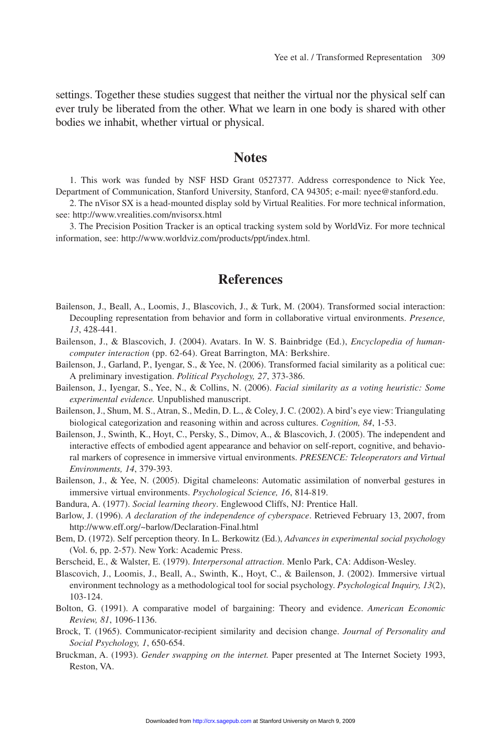settings. Together these studies suggest that neither the virtual nor the physical self can ever truly be liberated from the other. What we learn in one body is shared with other bodies we inhabit, whether virtual or physical.

## Notes

1. This work was funded by NSF HSD Grant 0527377. Address correspondence to Nick Yee, Department of Communication, Stanford University, Stanford, CA 94305; e-mail: nyee@stanford.edu.

2. The nVisor SX is a head-mounted display sold by Virtual Realities. For more technical information, see: http://www.vrealities.com/nvisorsx.html

3. The Precision Position Tracker is an optical tracking system sold by WorldViz. For more technical information, see: http://www.worldviz.com/products/ppt/index.html.

## References

Bailenson, J., Beall, A., Loomis, J., Blascovich, J., & Turk, M. (2004). Transformed social interaction: Decoupling representation from behavior and form in collaborative virtual environments. *Presence, 13*, 428-441.

Bailenson, J., & Blascovich, J. (2004). Avatars. In W. S. Bainbridge (Ed.), *Encyclopedia of human-computer interaction* (pp. 62-64). Great Barrington, MA: Berkshire.

Bailenson, J., Garland, P., Iyengar, S., & Yee, N. (2006). Transformed facial similarity as a political cue: A preliminary investigation. *Political Psychology, 27*, 373-386.

Bailenson, J., Iyengar, S., Yee, N., & Collins, N. (2006). *Facial similarity as a voting heuristic: Some experimental evidence.* Unpublished manuscript.

Bailenson, J., Shum, M. S., Atran, S., Medin, D. L., & Coley, J. C. (2002). A bird's eye view: Triangulating biological categorization and reasoning within and across cultures. *Cognition, 84*, 1-53.

Bailenson, J., Swinth, K., Hoyt, C., Persky, S., Dimov, A., & Blascovich, J. (2005). The independent and interactive effects of embodied agent appearance and behavior on self-report, cognitive, and behavioral markers of copresence in immersive virtual environments. *PRESENCE: Teleoperators and Virtual Environments, 14*, 379-393.

Bailenson, J., & Yee, N. (2005). Digital chameleons: Automatic assimilation of nonverbal gestures in immersive virtual environments. *Psychological Science, 16*, 814-819.

Bandura, A. (1977). *Social learning theory*. Englewood Cliffs, NJ: Prentice Hall.

Barlow, J. (1996). *A declaration of the independence of cyberspace*. Retrieved February 13, 2007, from http://www.eff.org/~barlow/Declaration-Final.html

Bem, D. (1972). Self perception theory. In L. Berkowitz (Ed.), *Advances in experimental social psychology* (Vol. 6, pp. 2-57). New York: Academic Press.

Berscheid, E., & Walster, E. (1979). *Interpersonal attraction*. Menlo Park, CA: Addison-Wesley.

Blascovich, J., Loomis, J., Beall, A., Swinth, K., Hoyt, C., & Bailenson, J. (2002). Immersive virtual environment technology as a methodological tool for social psychology. *Psychological Inquiry, 13*(2), 103-124.

Bolton, G. (1991). A comparative model of bargaining: Theory and evidence. *American Economic Review, 81*, 1096-1136.

Brock, T. (1965). Communicator-recipient similarity and decision change. *Journal of Personality and Social Psychology, 1*, 650-654.

Bruckman, A. (1993). *Gender swapping on the internet.* Paper presented at The Internet Society 1993, Reston, VA.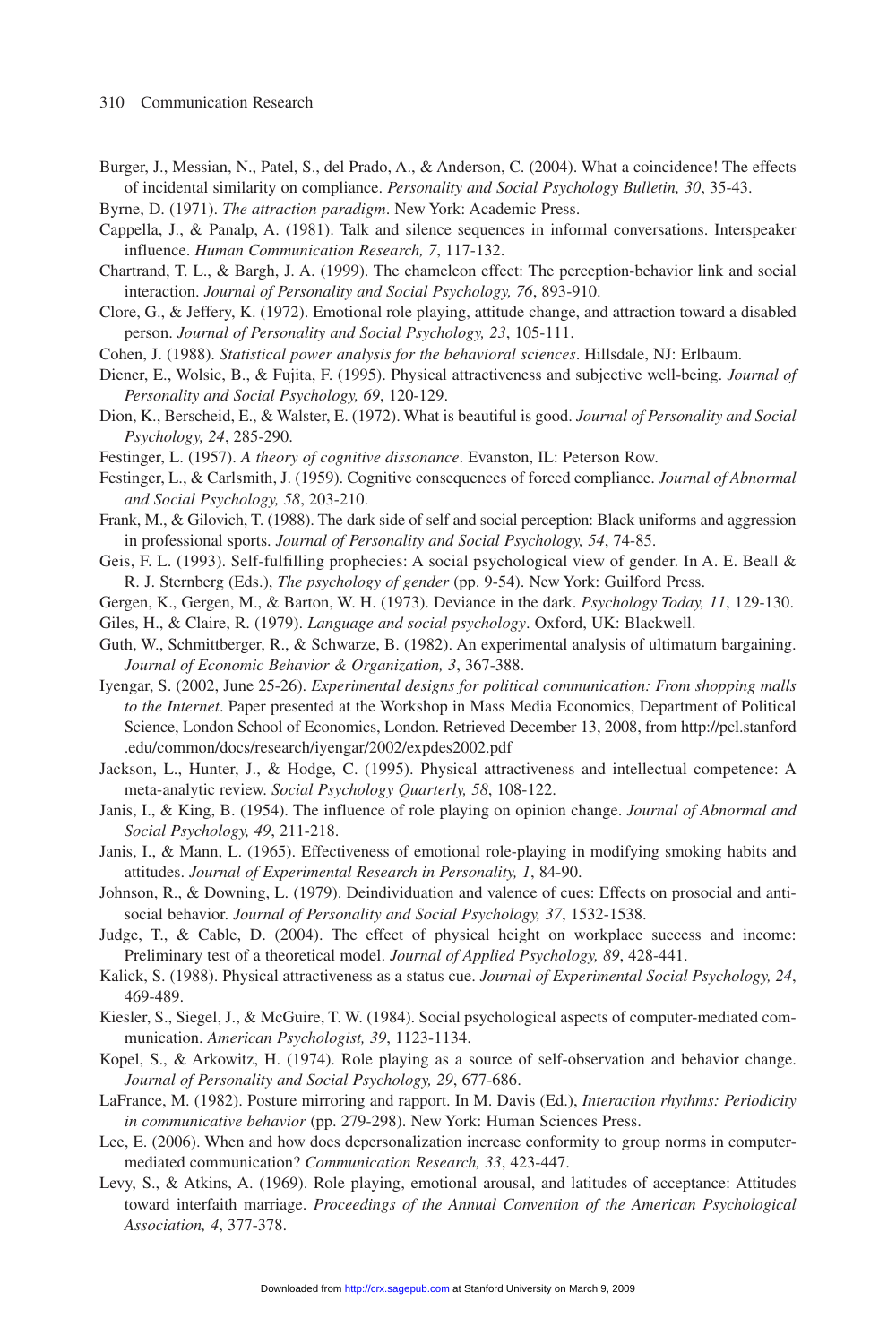Burger, J., Messian, N., Patel, S., del Prado, A., & Anderson, C. (2004). What a coincidence! The effects of incidental similarity on compliance. *Personality and Social Psychology Bulletin, 30*, 35-43.

Byrne, D. (1971). *The attraction paradigm*. New York: Academic Press.

Cappella, J., & Panalp, A. (1981). Talk and silence sequences in informal conversations. Interspeaker influence. *Human Communication Research, 7*, 117-132.

Chartrand, T. L., & Bargh, J. A. (1999). The chameleon effect: The perception-behavior link and social interaction. *Journal of Personality and Social Psychology, 76*, 893-910.

Clore, G., & Jeffery, K. (1972). Emotional role playing, attitude change, and attraction toward a disabled person. *Journal of Personality and Social Psychology, 23*, 105-111.

Cohen, J. (1988). *Statistical power analysis for the behavioral sciences*. Hillsdale, NJ: Erlbaum.

Diener, E., Wolsic, B., & Fujita, F. (1995). Physical attractiveness and subjective well-being. *Journal of Personality and Social Psychology, 69*, 120-129.

Dion, K., Berscheid, E., & Walster, E. (1972). What is beautiful is good. *Journal of Personality and Social Psychology, 24*, 285-290.

Festinger, L. (1957). *A theory of cognitive dissonance*. Evanston, IL: Peterson Row.

Festinger, L., & Carlsmith, J. (1959). Cognitive consequences of forced compliance. *Journal of Abnormal and Social Psychology, 58*, 203-210.

Frank, M., & Gilovich, T. (1988). The dark side of self and social perception: Black uniforms and aggression in professional sports. *Journal of Personality and Social Psychology, 54*, 74-85.

Geis, F. L. (1993). Self-fulfilling prophecies: A social psychological view of gender. In A. E. Beall & R. J. Sternberg (Eds.), *The psychology of gender* (pp. 9-54). New York: Guilford Press.

Gergen, K., Gergen, M., & Barton, W. H. (1973). Deviance in the dark. *Psychology Today, 11*, 129-130.

Giles, H., & Claire, R. (1979). *Language and social psychology*. Oxford, UK: Blackwell.

Guth, W., Schmittberger, R., & Schwarze, B. (1982). An experimental analysis of ultimatum bargaining. *Journal of Economic Behavior & Organization, 3*, 367-388.

Iyengar, S. (2002, June 25-26). *Experimental designs for political communication: From shopping malls to the Internet*. Paper presented at the Workshop in Mass Media Economics, Department of Political Science, London School of Economics, London. Retrieved December 13, 2008, from http://pcl.stanford.edu/common/docs/research/iyengar/2002/expdes2002.pdf

Jackson, L., Hunter, J., & Hodge, C. (1995). Physical attractiveness and intellectual competence: A meta-analytic review. *Social Psychology Quarterly, 58*, 108-122.

Janis, I., & King, B. (1954). The influence of role playing on opinion change. *Journal of Abnormal and Social Psychology, 49*, 211-218.

Janis, I., & Mann, L. (1965). Effectiveness of emotional role-playing in modifying smoking habits and attitudes. *Journal of Experimental Research in Personality, 1*, 84-90.

Johnson, R., & Downing, L. (1979). Deindividuation and valence of cues: Effects on prosocial and antisocial behavior. *Journal of Personality and Social Psychology, 37*, 1532-1538.

Judge, T., & Cable, D. (2004). The effect of physical height on workplace success and income: Preliminary test of a theoretical model. *Journal of Applied Psychology, 89*, 428-441.

Kalick, S. (1988). Physical attractiveness as a status cue. *Journal of Experimental Social Psychology, 24*, 469-489.

Kiesler, S., Siegel, J., & McGuire, T. W. (1984). Social psychological aspects of computer-mediated communication. *American Psychologist, 39*, 1123-1134.

Kopel, S., & Arkowitz, H. (1974). Role playing as a source of self-observation and behavior change. *Journal of Personality and Social Psychology, 29*, 677-686.

LaFrance, M. (1982). Posture mirroring and rapport. In M. Davis (Ed.), *Interaction rhythms: Periodicity in communicative behavior* (pp. 279-298). New York: Human Sciences Press.

Lee, E. (2006). When and how does depersonalization increase conformity to group norms in computer-mediated communication? *Communication Research, 33*, 423-447.

Levy, S., & Atkins, A. (1969). Role playing, emotional arousal, and latitudes of acceptance: Attitudes toward interfaith marriage. *Proceedings of the Annual Convention of the American Psychological Association, 4*, 377-378.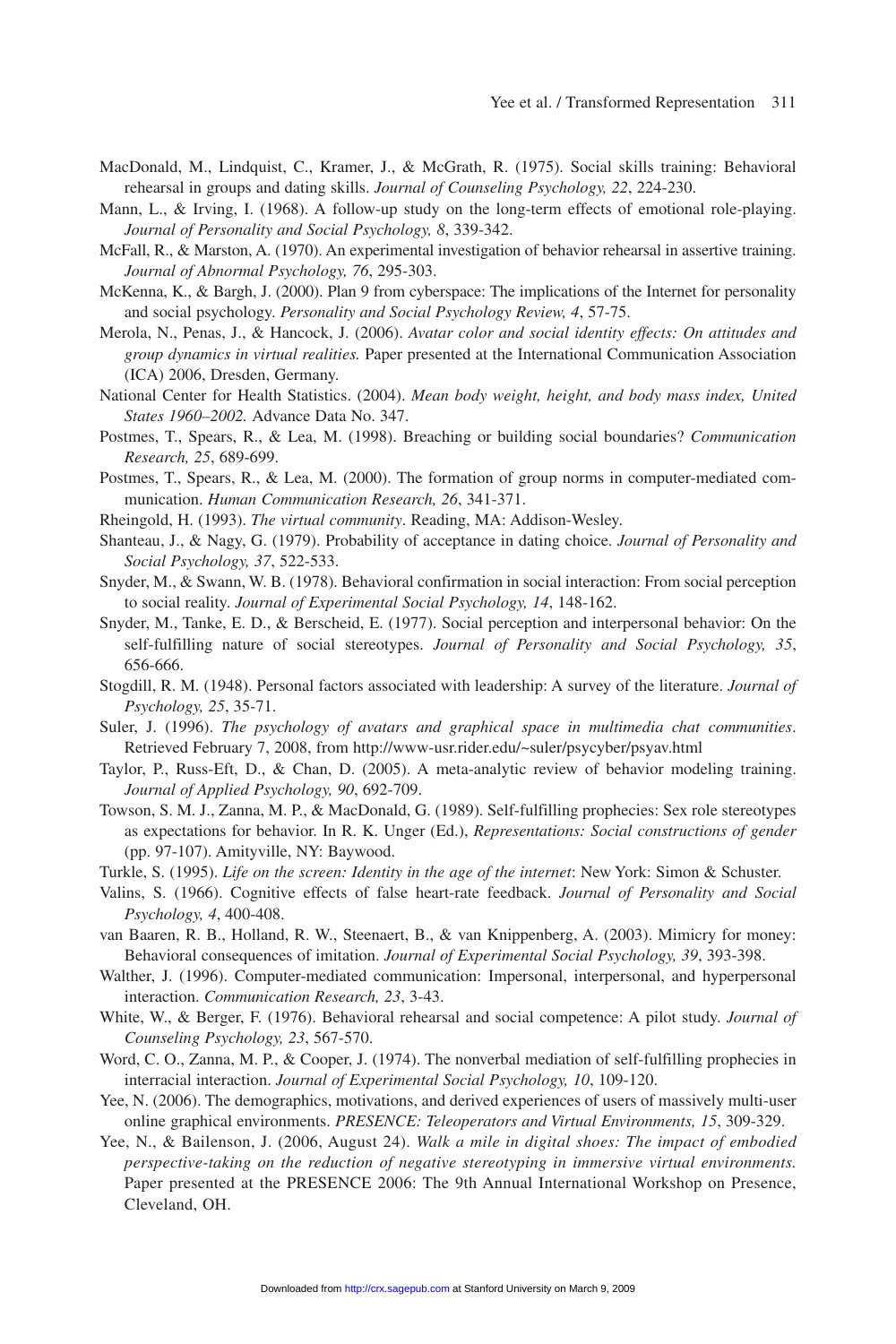MacDonald, M., Lindquist, C., Kramer, J., & McGrath, R. (1975). Social skills training: Behavioral rehearsal in groups and dating skills. *Journal of Counseling Psychology, 22*, 224-230.

Mann, L., & Irving, I. (1968). A follow-up study on the long-term effects of emotional role-playing. *Journal of Personality and Social Psychology, 8*, 339-342.

McFall, R., & Marston, A. (1970). An experimental investigation of behavior rehearsal in assertive training. *Journal of Abnormal Psychology, 76*, 295-303.

McKenna, K., & Bargh, J. (2000). Plan 9 from cyberspace: The implications of the Internet for personality and social psychology. *Personality and Social Psychology Review, 4*, 57-75.

Merola, N., Penas, J., & Hancock, J. (2006). *Avatar color and social identity effects: On attitudes and group dynamics in virtual realities.* Paper presented at the International Communication Association (ICA) 2006, Dresden, Germany.

National Center for Health Statistics. (2004). *Mean body weight, height, and body mass index, United States 1960–2002.* Advance Data No. 347.

Postmes, T., Spears, R., & Lea, M. (1998). Breaching or building social boundaries? *Communication Research, 25*, 689-699.

Postmes, T., Spears, R., & Lea, M. (2000). The formation of group norms in computer-mediated communication. *Human Communication Research, 26*, 341-371.

Rheingold, H. (1993). *The virtual community*. Reading, MA: Addison-Wesley.

Shanteau, J., & Nagy, G. (1979). Probability of acceptance in dating choice. *Journal of Personality and Social Psychology, 37*, 522-533.

Snyder, M., & Swann, W. B. (1978). Behavioral confirmation in social interaction: From social perception to social reality. *Journal of Experimental Social Psychology, 14*, 148-162.

Snyder, M., Tanke, E. D., & Berscheid, E. (1977). Social perception and interpersonal behavior: On the self-fulfilling nature of social stereotypes. *Journal of Personality and Social Psychology, 35*, 656-666.

Stogdill, R. M. (1948). Personal factors associated with leadership: A survey of the literature. *Journal of Psychology, 25*, 35-71.

Suler, J. (1996). *The psychology of avatars and graphical space in multimedia chat communities*. Retrieved February 7, 2008, from http://www-usr.rider.edu/~suler/psycyber/psyav.html

Taylor, P., Russ-Eft, D., & Chan, D. (2005). A meta-analytic review of behavior modeling training. *Journal of Applied Psychology, 90*, 692-709.

Towson, S. M. J., Zanna, M. P., & MacDonald, G. (1989). Self-fulfilling prophecies: Sex role stereotypes as expectations for behavior. In R. K. Unger (Ed.), *Representations: Social constructions of gender* (pp. 97-107). Amityville, NY: Baywood.

Turkle, S. (1995). *Life on the screen: Identity in the age of the internet*: New York: Simon & Schuster.

Valins, S. (1966). Cognitive effects of false heart-rate feedback. *Journal of Personality and Social Psychology, 4*, 400-408.

van Baaren, R. B., Holland, R. W., Steenaert, B., & van Knippenberg, A. (2003). Mimicry for money: Behavioral consequences of imitation. *Journal of Experimental Social Psychology, 39*, 393-398.

Walther, J. (1996). Computer-mediated communication: Impersonal, interpersonal, and hyperpersonal interaction. *Communication Research, 23*, 3-43.

White, W., & Berger, F. (1976). Behavioral rehearsal and social competence: A pilot study. *Journal of Counseling Psychology, 23*, 567-570.

Word, C. O., Zanna, M. P., & Cooper, J. (1974). The nonverbal mediation of self-fulfilling prophecies in interracial interaction. *Journal of Experimental Social Psychology, 10*, 109-120.

Yee, N. (2006). The demographics, motivations, and derived experiences of users of massively multi-user online graphical environments. *PRESENCE: Teleoperators and Virtual Environments, 15*, 309-329.

Yee, N., & Bailenson, J. (2006, August 24). *Walk a mile in digital shoes: The impact of embodied perspective-taking on the reduction of negative stereotyping in immersive virtual environments.* Paper presented at the PRESENCE 2006: The 9th Annual International Workshop on Presence, Cleveland, OH.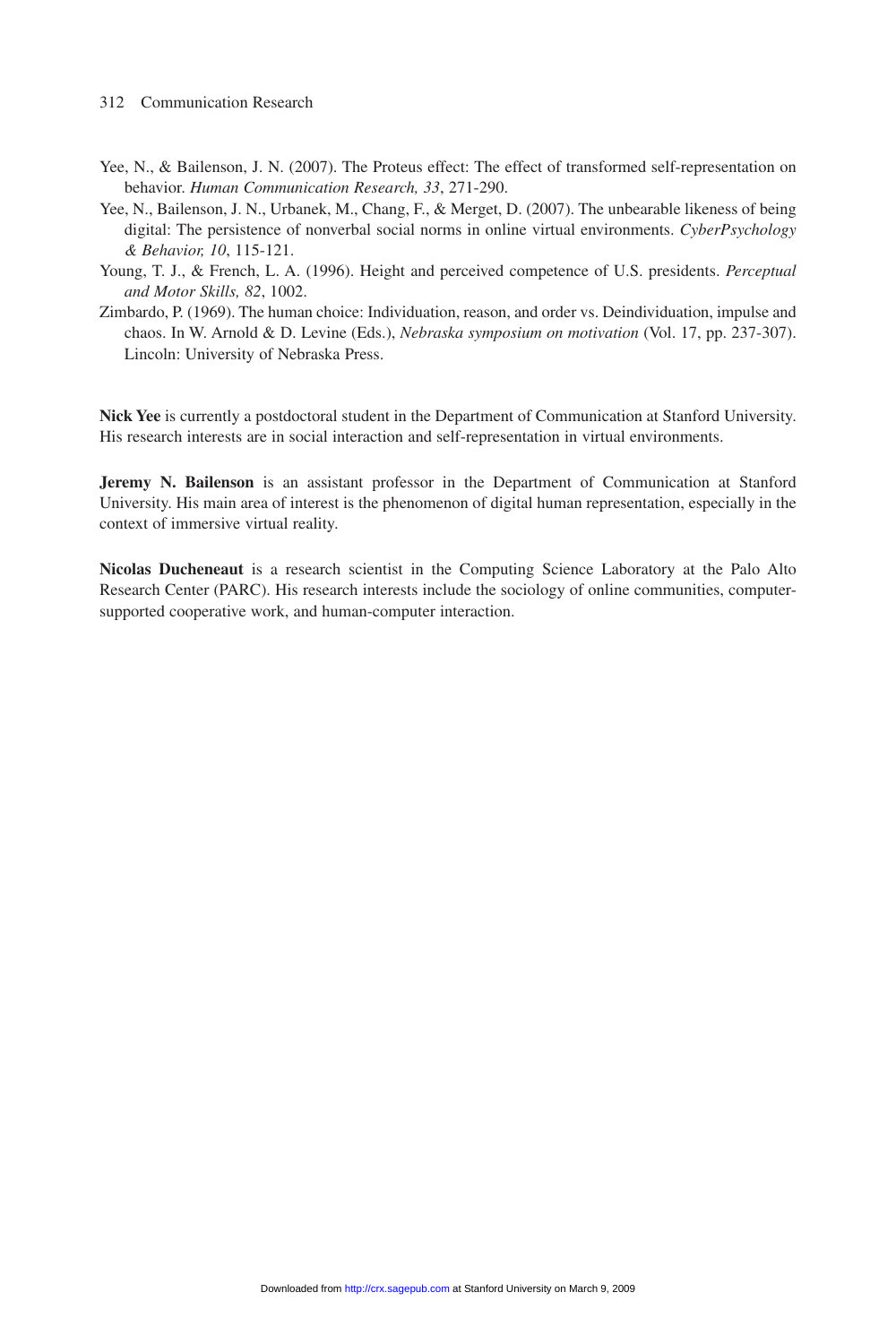Yee, N., & Bailenson, J. N. (2007). The Proteus effect: The effect of transformed self-representation on behavior. *Human Communication Research, 33*, 271-290.

Yee, N., Bailenson, J. N., Urbanek, M., Chang, F., & Merget, D. (2007). The unbearable likeness of being digital: The persistence of nonverbal social norms in online virtual environments. *CyberPsychology & Behavior, 10*, 115-121.

Young, T. J., & French, L. A. (1996). Height and perceived competence of U.S. presidents. *Perceptual and Motor Skills, 82*, 1002.

Zimbardo, P. (1969). The human choice: Individuation, reason, and order vs. Deindividuation, impulse and chaos. In W. Arnold & D. Levine (Eds.), *Nebraska symposium on motivation* (Vol. 17, pp. 237-307). Lincoln: University of Nebraska Press.

**Nick Yee** is currently a postdoctoral student in the Department of Communication at Stanford University. His research interests are in social interaction and self-representation in virtual environments.

**Jeremy N. Bailenson** is an assistant professor in the Department of Communication at Stanford University. His main area of interest is the phenomenon of digital human representation, especially in the context of immersive virtual reality.

**Nicolas Ducheneaut** is a research scientist in the Computing Science Laboratory at the Palo Alto Research Center (PARC). His research interests include the sociology of online communities, computer-supported cooperative work, and human-computer interaction.